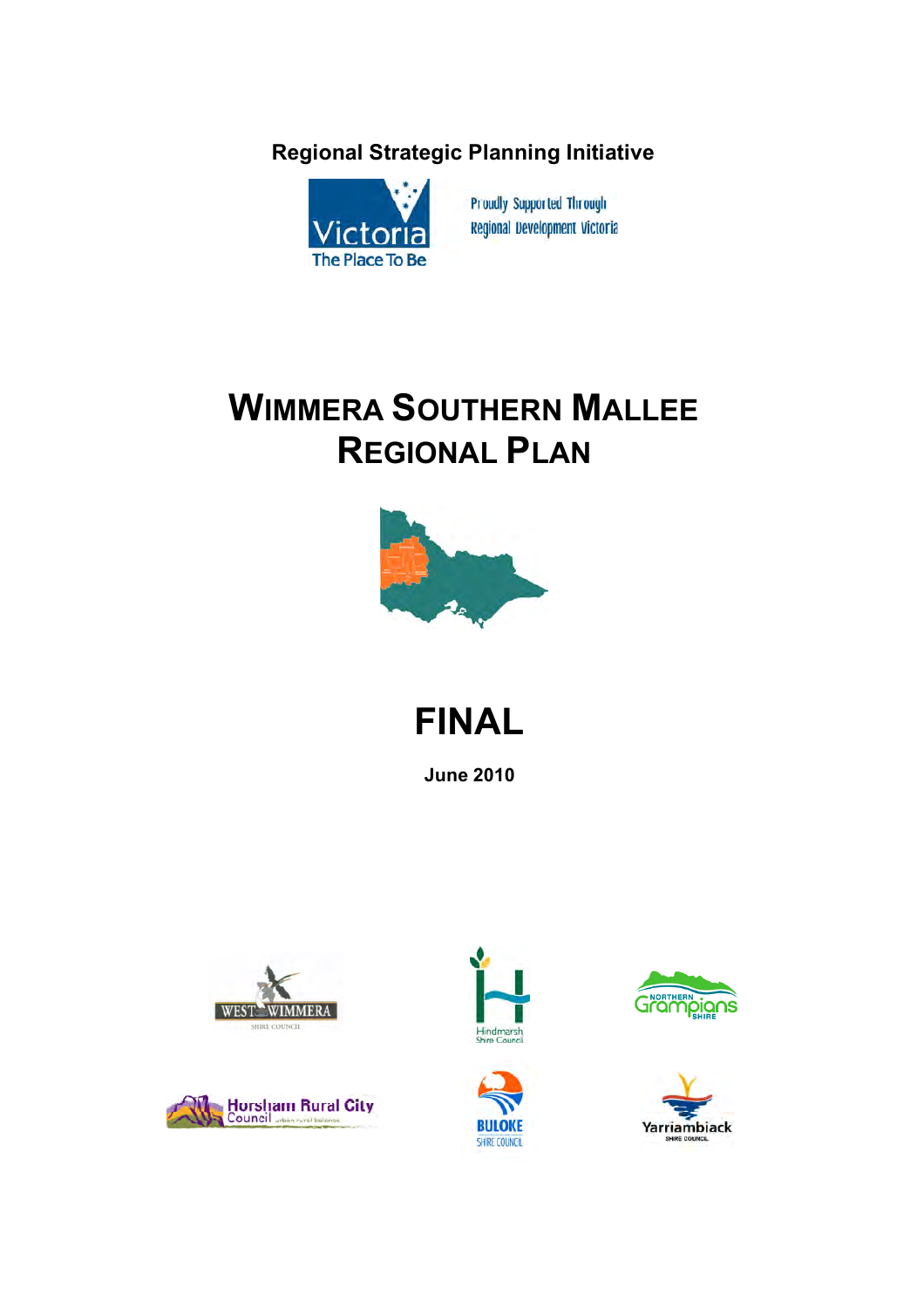**Regional Strategic Planning Initiative**

Victoria The Place To Be

Proudly Supported Through Regional Development Victoria

# WIMMERA SOUTHERN MALLEE REGIONAL PLAN

# FINAL

**June 2010**

West Wimmera Shire Council

Hindmarsh Shire Council

Northern Grampians Shire

Horsham Rural City Council

Buloke Shire Council

Yarriambiack Shire Council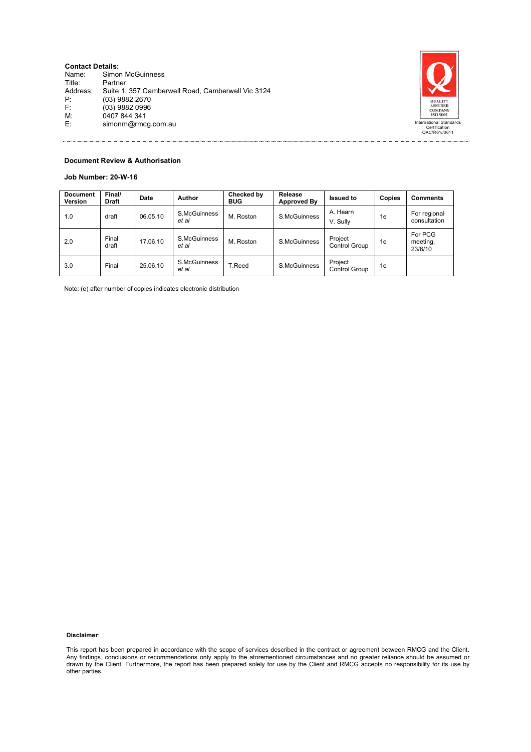**Contact Details:**

Name: Simon McGuinness
Title: Partner
Address: Suite 1, 357 Camberwell Road, Camberwell Vic 3124
P: (03) 9882 2670
F: (03) 9882 0996
M: 0407 844 341
E: simonm@rmcg.com.au

QUALITY ASSURED COMPANY ISO 9001
International Standards Certification QAC/R61//0611

**Document Review & Authorisation**

**Job Number: 20-W-16**

| Document Version | Final/ Draft | Date | Author | Checked by BUG | Release Approved By | Issued to | Copies | Comments |
|---|---|---|---|---|---|---|---|---|
| 1.0 | draft | 06.05.10 | S.McGuinness *et al* | M. Roston | S.McGuinness | A. Hearn<br>V. Sully | 1e | For regional consultation |
| 2.0 | Final draft | 17.06.10 | S.McGuinness *et al* | M. Roston | S.McGuinness | Project Control Group | 1e | For PCG meeting, 23/6/10 |
| 3.0 | Final | 25.06.10 | S.McGuinness *et al* | T.Reed | S.McGuinness | Project Control Group | 1e | |

Note: (e) after number of copies indicates electronic distribution

**Disclaimer**:

This report has been prepared in accordance with the scope of services described in the contract or agreement between RMCG and the Client. Any findings, conclusions or recommendations only apply to the aforementioned circumstances and no greater reliance should be assumed or drawn by the Client. Furthermore, the report has been prepared solely for use by the Client and RMCG accepts no responsibility for its use by other parties.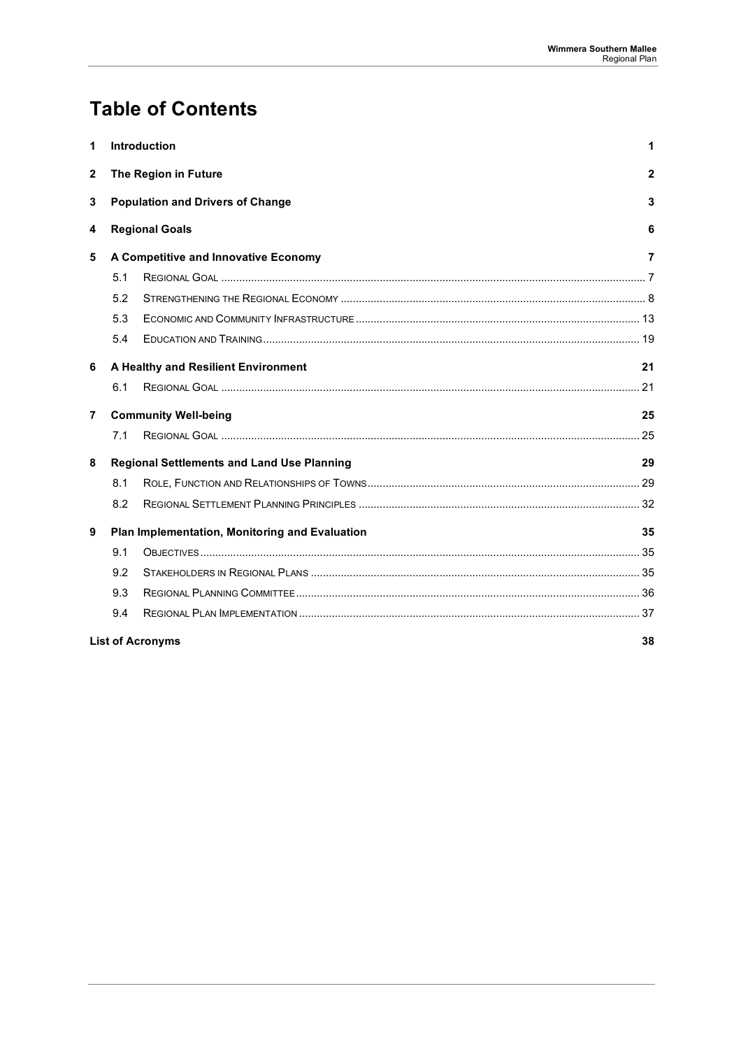# Table of Contents

| | | |
|---|---|---|
| **1** | **Introduction** | **1** |
| **2** | **The Region in Future** | **2** |
| **3** | **Population and Drivers of Change** | **3** |
| **4** | **Regional Goals** | **6** |
| **5** | **A Competitive and Innovative Economy** | **7** |
| 5.1 | Regional Goal | 7 |
| 5.2 | Strengthening the Regional Economy | 8 |
| 5.3 | Economic and Community Infrastructure | 13 |
| 5.4 | Education and Training | 19 |
| **6** | **A Healthy and Resilient Environment** | **21** |
| 6.1 | Regional Goal | 21 |
| **7** | **Community Well-being** | **25** |
| 7.1 | Regional Goal | 25 |
| **8** | **Regional Settlements and Land Use Planning** | **29** |
| 8.1 | Role, Function and Relationships of Towns | 29 |
| 8.2 | Regional Settlement Planning Principles | 32 |
| **9** | **Plan Implementation, Monitoring and Evaluation** | **35** |
| 9.1 | Objectives | 35 |
| 9.2 | Stakeholders in Regional Plans | 35 |
| 9.3 | Regional Planning Committee | 36 |
| 9.4 | Regional Plan Implementation | 37 |
| | **List of Acronyms** | **38** |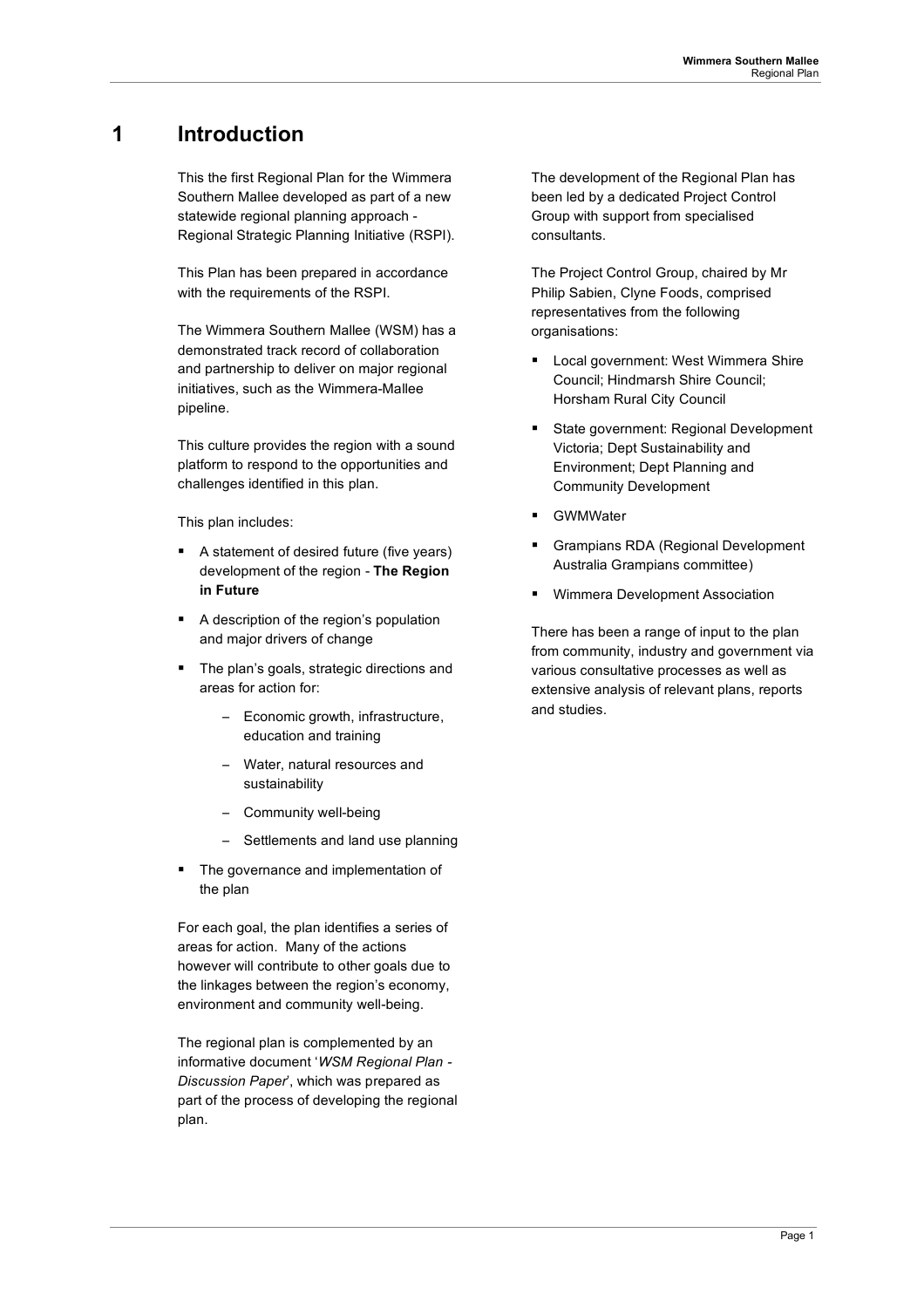# 1 Introduction

This the first Regional Plan for the Wimmera Southern Mallee developed as part of a new statewide regional planning approach - Regional Strategic Planning Initiative (RSPI).

This Plan has been prepared in accordance with the requirements of the RSPI.

The Wimmera Southern Mallee (WSM) has a demonstrated track record of collaboration and partnership to deliver on major regional initiatives, such as the Wimmera-Mallee pipeline.

This culture provides the region with a sound platform to respond to the opportunities and challenges identified in this plan.

This plan includes:

- A statement of desired future (five years) development of the region - **The Region in Future**
- A description of the region's population and major drivers of change
- The plan's goals, strategic directions and areas for action for:
  - Economic growth, infrastructure, education and training
  - Water, natural resources and sustainability
  - Community well-being
  - Settlements and land use planning
- The governance and implementation of the plan

For each goal, the plan identifies a series of areas for action. Many of the actions however will contribute to other goals due to the linkages between the region's economy, environment and community well-being.

The regional plan is complemented by an informative document '*WSM Regional Plan - Discussion Paper*', which was prepared as part of the process of developing the regional plan.

The development of the Regional Plan has been led by a dedicated Project Control Group with support from specialised consultants.

The Project Control Group, chaired by Mr Philip Sabien, Clyne Foods, comprised representatives from the following organisations:

- Local government: West Wimmera Shire Council; Hindmarsh Shire Council; Horsham Rural City Council
- State government: Regional Development Victoria; Dept Sustainability and Environment; Dept Planning and Community Development
- GWMWater
- Grampians RDA (Regional Development Australia Grampians committee)
- Wimmera Development Association

There has been a range of input to the plan from community, industry and government via various consultative processes as well as extensive analysis of relevant plans, reports and studies.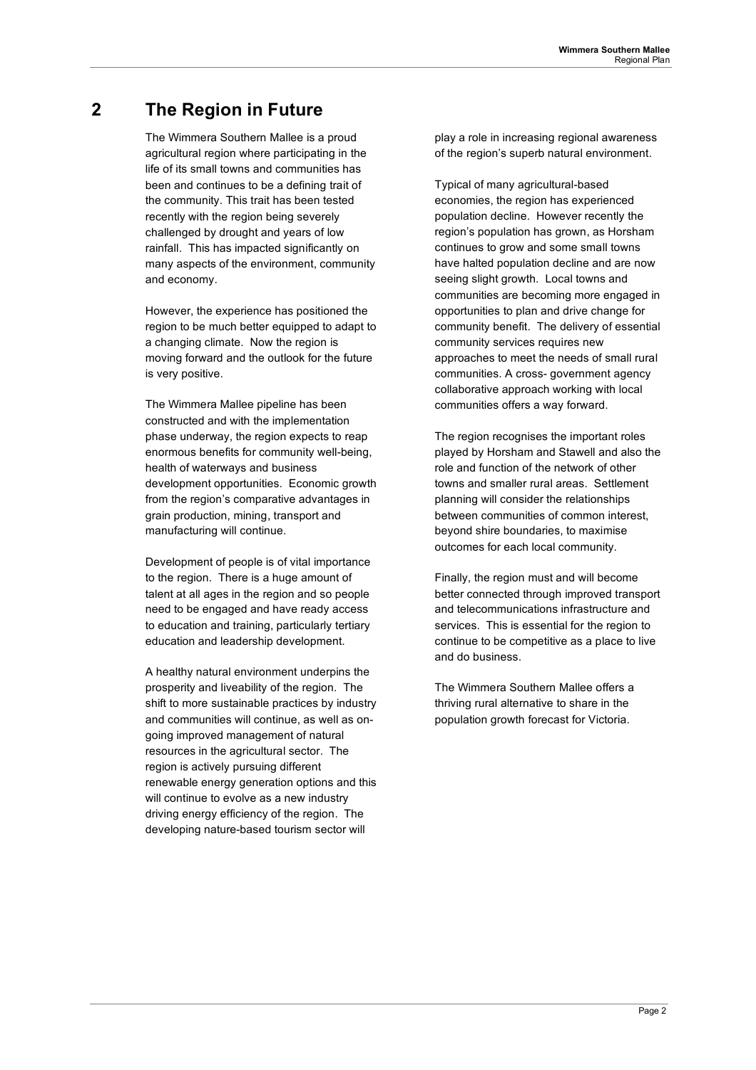# 2 The Region in Future

The Wimmera Southern Mallee is a proud agricultural region where participating in the life of its small towns and communities has been and continues to be a defining trait of the community. This trait has been tested recently with the region being severely challenged by drought and years of low rainfall. This has impacted significantly on many aspects of the environment, community and economy.

However, the experience has positioned the region to be much better equipped to adapt to a changing climate. Now the region is moving forward and the outlook for the future is very positive.

The Wimmera Mallee pipeline has been constructed and with the implementation phase underway, the region expects to reap enormous benefits for community well-being, health of waterways and business development opportunities. Economic growth from the region's comparative advantages in grain production, mining, transport and manufacturing will continue.

Development of people is of vital importance to the region. There is a huge amount of talent at all ages in the region and so people need to be engaged and have ready access to education and training, particularly tertiary education and leadership development.

A healthy natural environment underpins the prosperity and liveability of the region. The shift to more sustainable practices by industry and communities will continue, as well as on-going improved management of natural resources in the agricultural sector. The region is actively pursuing different renewable energy generation options and this will continue to evolve as a new industry driving energy efficiency of the region. The developing nature-based tourism sector will play a role in increasing regional awareness of the region's superb natural environment.

Typical of many agricultural-based economies, the region has experienced population decline. However recently the region's population has grown, as Horsham continues to grow and some small towns have halted population decline and are now seeing slight growth. Local towns and communities are becoming more engaged in opportunities to plan and drive change for community benefit. The delivery of essential community services requires new approaches to meet the needs of small rural communities. A cross- government agency collaborative approach working with local communities offers a way forward.

The region recognises the important roles played by Horsham and Stawell and also the role and function of the network of other towns and smaller rural areas. Settlement planning will consider the relationships between communities of common interest, beyond shire boundaries, to maximise outcomes for each local community.

Finally, the region must and will become better connected through improved transport and telecommunications infrastructure and services. This is essential for the region to continue to be competitive as a place to live and do business.

The Wimmera Southern Mallee offers a thriving rural alternative to share in the population growth forecast for Victoria.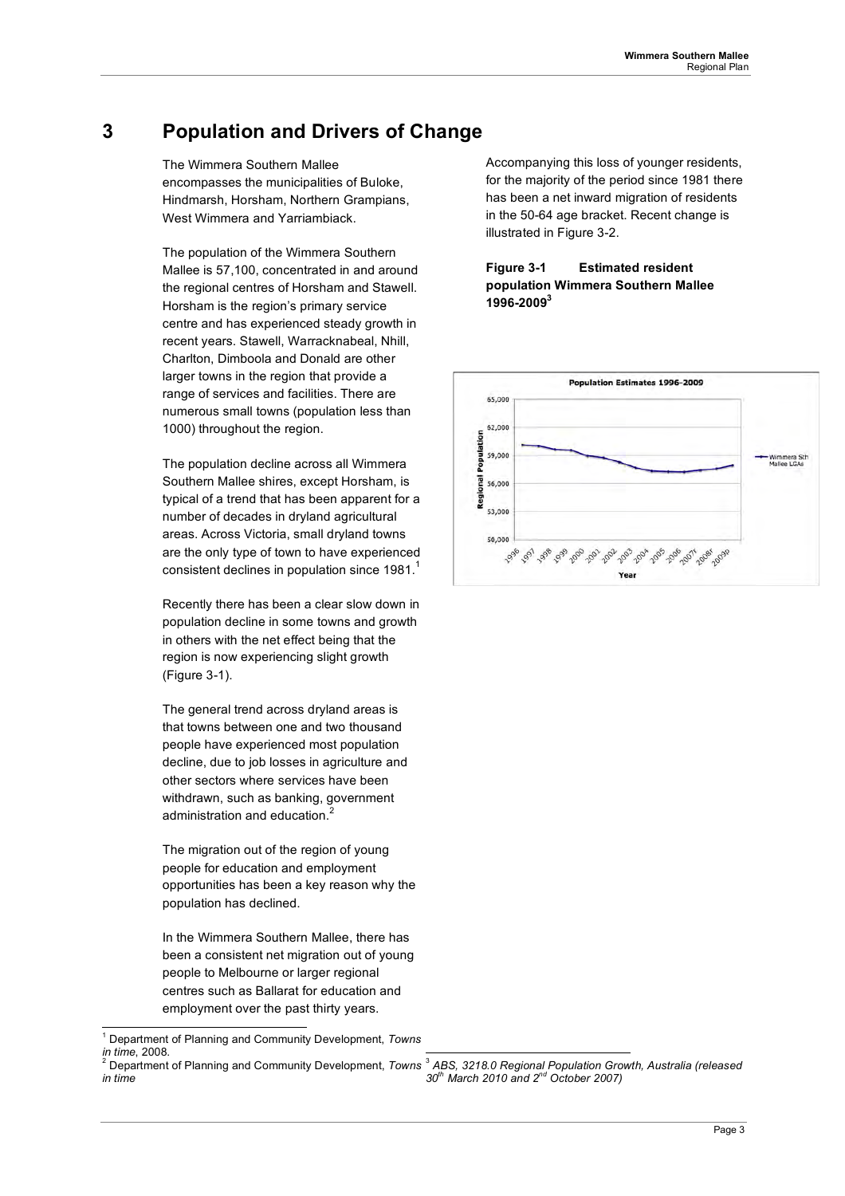# 3 Population and Drivers of Change

The Wimmera Southern Mallee encompasses the municipalities of Buloke, Hindmarsh, Horsham, Northern Grampians, West Wimmera and Yarriambiack.

The population of the Wimmera Southern Mallee is 57,100, concentrated in and around the regional centres of Horsham and Stawell. Horsham is the region's primary service centre and has experienced steady growth in recent years. Stawell, Warracknabeal, Nhill, Charlton, Dimboola and Donald are other larger towns in the region that provide a range of services and facilities. There are numerous small towns (population less than 1000) throughout the region.

The population decline across all Wimmera Southern Mallee shires, except Horsham, is typical of a trend that has been apparent for a number of decades in dryland agricultural areas. Across Victoria, small dryland towns are the only type of town to have experienced consistent declines in population since 1981.[1]

Recently there has been a clear slow down in population decline in some towns and growth in others with the net effect being that the region is now experiencing slight growth (Figure 3-1).

The general trend across dryland areas is that towns between one and two thousand people have experienced most population decline, due to job losses in agriculture and other sectors where services have been withdrawn, such as banking, government administration and education.[2]

The migration out of the region of young people for education and employment opportunities has been a key reason why the population has declined.

In the Wimmera Southern Mallee, there has been a consistent net migration out of young people to Melbourne or larger regional centres such as Ballarat for education and employment over the past thirty years.

Accompanying this loss of younger residents, for the majority of the period since 1981 there has been a net inward migration of residents in the 50-64 age bracket. Recent change is illustrated in Figure 3-2.

**Figure 3-1 Estimated resident population Wimmera Southern Mallee 1996-2009[3]**

[1] Department of Planning and Community Development, *Towns in time*, 2008.

[2] Department of Planning and Community Development, *Towns in time*

[3] *ABS, 3218.0 Regional Population Growth, Australia (released 30th March 2010 and 2nd October 2007)*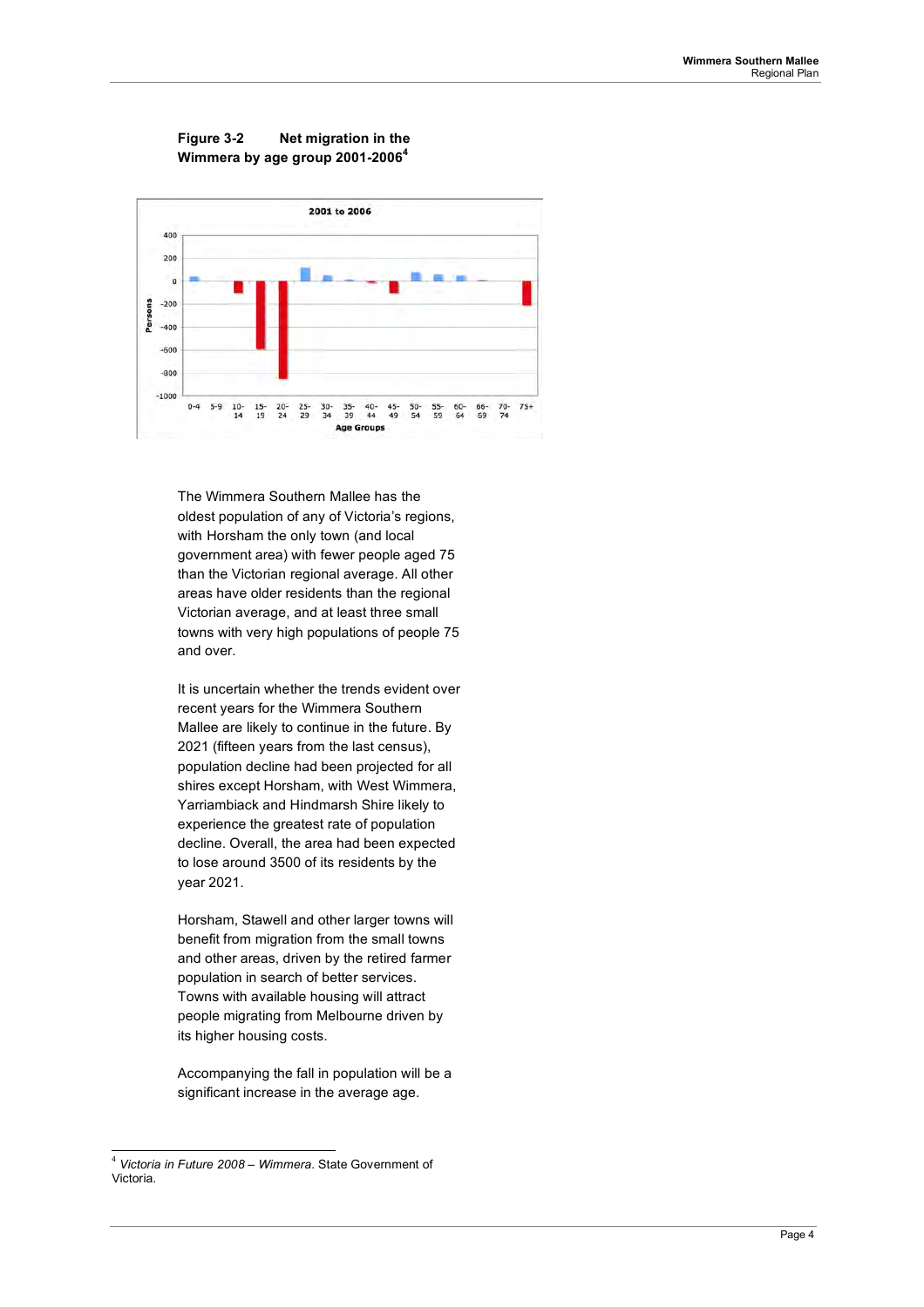**Figure 3-2 Net migration in the Wimmera by age group 2001-2006**[4]

The Wimmera Southern Mallee has the oldest population of any of Victoria's regions, with Horsham the only town (and local government area) with fewer people aged 75 than the Victorian regional average. All other areas have older residents than the regional Victorian average, and at least three small towns with very high populations of people 75 and over.

It is uncertain whether the trends evident over recent years for the Wimmera Southern Mallee are likely to continue in the future. By 2021 (fifteen years from the last census), population decline had been projected for all shires except Horsham, with West Wimmera, Yarriambiack and Hindmarsh Shire likely to experience the greatest rate of population decline. Overall, the area had been expected to lose around 3500 of its residents by the year 2021.

Horsham, Stawell and other larger towns will benefit from migration from the small towns and other areas, driven by the retired farmer population in search of better services. Towns with available housing will attract people migrating from Melbourne driven by its higher housing costs.

Accompanying the fall in population will be a significant increase in the average age.

---

[4] *Victoria in Future 2008 – Wimmera*. State Government of Victoria.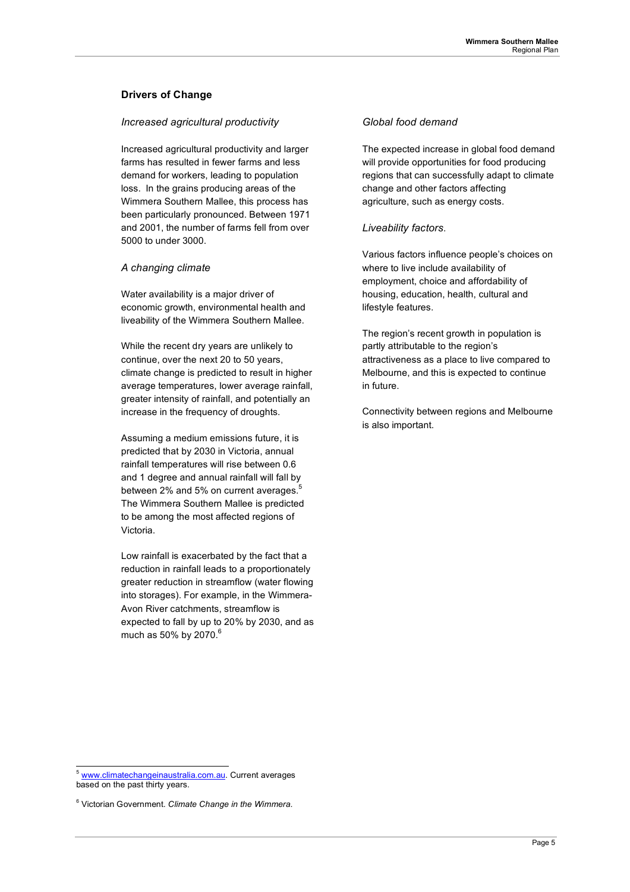## Drivers of Change

### *Increased agricultural productivity*

Increased agricultural productivity and larger farms has resulted in fewer farms and less demand for workers, leading to population loss. In the grains producing areas of the Wimmera Southern Mallee, this process has been particularly pronounced. Between 1971 and 2001, the number of farms fell from over 5000 to under 3000.

### *A changing climate*

Water availability is a major driver of economic growth, environmental health and liveability of the Wimmera Southern Mallee.

While the recent dry years are unlikely to continue, over the next 20 to 50 years, climate change is predicted to result in higher average temperatures, lower average rainfall, greater intensity of rainfall, and potentially an increase in the frequency of droughts.

Assuming a medium emissions future, it is predicted that by 2030 in Victoria, annual rainfall temperatures will rise between 0.6 and 1 degree and annual rainfall will fall by between 2% and 5% on current averages.[5] The Wimmera Southern Mallee is predicted to be among the most affected regions of Victoria.

Low rainfall is exacerbated by the fact that a reduction in rainfall leads to a proportionately greater reduction in streamflow (water flowing into storages). For example, in the Wimmera-Avon River catchments, streamflow is expected to fall by up to 20% by 2030, and as much as 50% by 2070.[6]

### *Global food demand*

The expected increase in global food demand will provide opportunities for food producing regions that can successfully adapt to climate change and other factors affecting agriculture, such as energy costs.

### *Liveability factors.*

Various factors influence people's choices on where to live include availability of employment, choice and affordability of housing, education, health, cultural and lifestyle features.

The region's recent growth in population is partly attributable to the region's attractiveness as a place to live compared to Melbourne, and this is expected to continue in future.

Connectivity between regions and Melbourne is also important.

---

[5] www.climatechangeinaustralia.com.au. Current averages based on the past thirty years.

[6] Victorian Government. *Climate Change in the Wimmera.*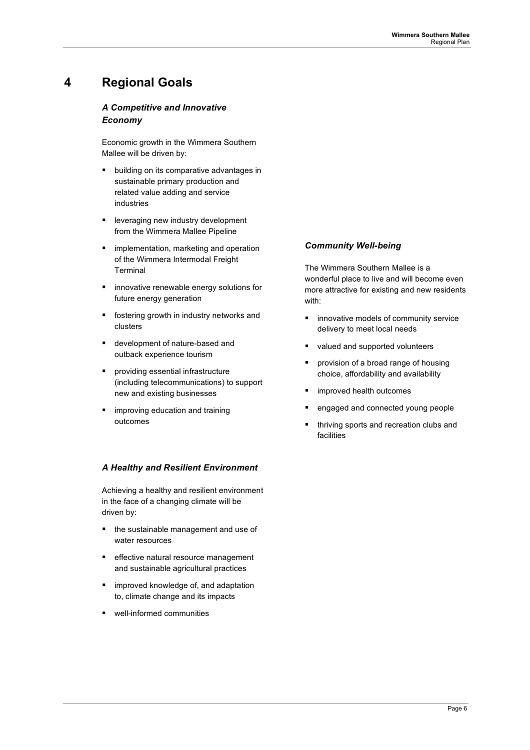# 4 Regional Goals

### *A Competitive and Innovative Economy*

Economic growth in the Wimmera Southern Mallee will be driven by:

- building on its comparative advantages in sustainable primary production and related value adding and service industries
- leveraging new industry development from the Wimmera Mallee Pipeline
- implementation, marketing and operation of the Wimmera Intermodal Freight Terminal
- innovative renewable energy solutions for future energy generation
- fostering growth in industry networks and clusters
- development of nature-based and outback experience tourism
- providing essential infrastructure (including telecommunications) to support new and existing businesses
- improving education and training outcomes

### *A Healthy and Resilient Environment*

Achieving a healthy and resilient environment in the face of a changing climate will be driven by:

- the sustainable management and use of water resources
- effective natural resource management and sustainable agricultural practices
- improved knowledge of, and adaptation to, climate change and its impacts
- well-informed communities

### *Community Well-being*

The Wimmera Southern Mallee is a wonderful place to live and will become even more attractive for existing and new residents with:

- innovative models of community service delivery to meet local needs
- valued and supported volunteers
- provision of a broad range of housing choice, affordability and availability
- improved health outcomes
- engaged and connected young people
- thriving sports and recreation clubs and facilities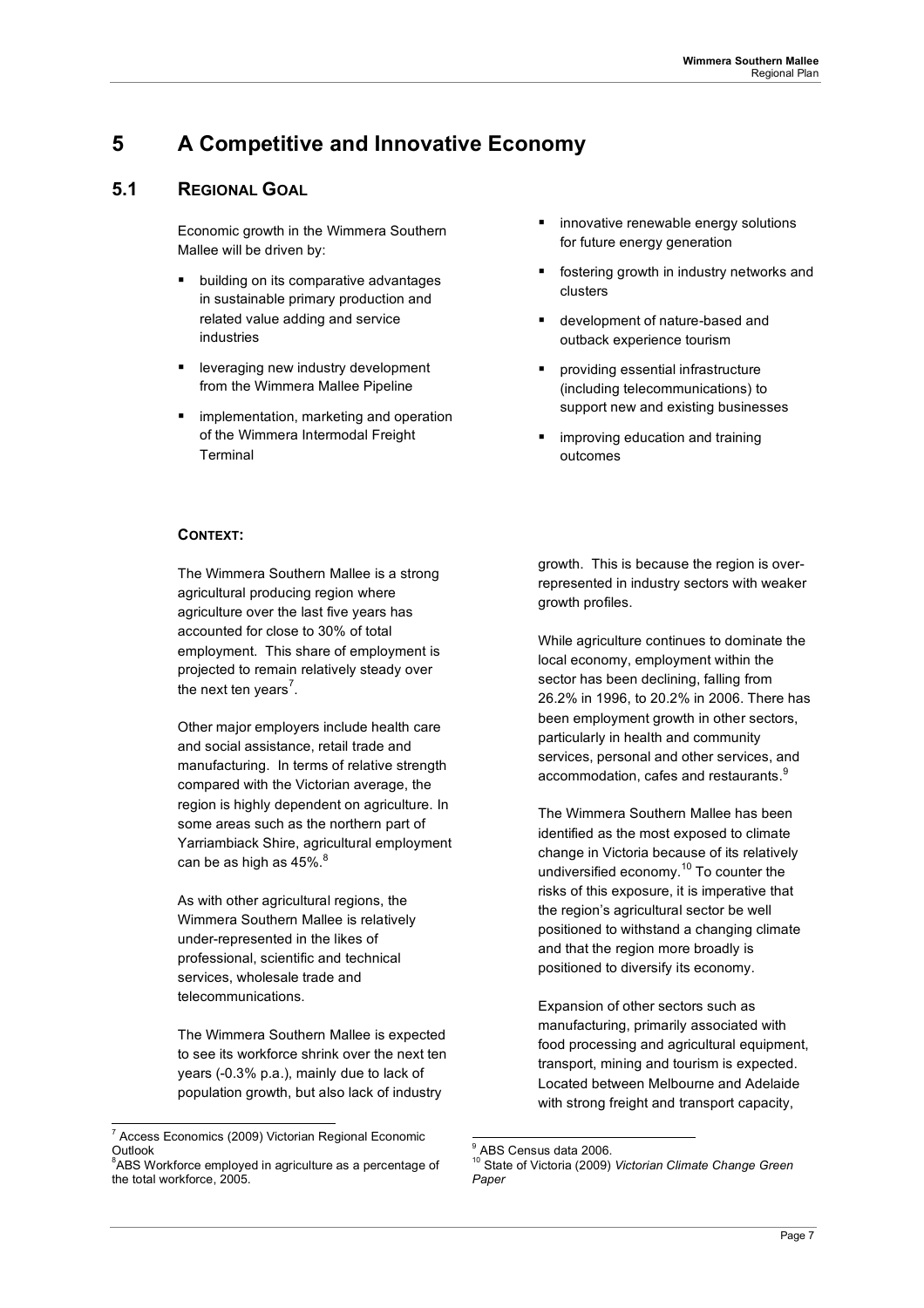# 5 A Competitive and Innovative Economy

## 5.1 Regional Goal

Economic growth in the Wimmera Southern Mallee will be driven by:

- building on its comparative advantages in sustainable primary production and related value adding and service industries
- leveraging new industry development from the Wimmera Mallee Pipeline
- implementation, marketing and operation of the Wimmera Intermodal Freight Terminal
- innovative renewable energy solutions for future energy generation
- fostering growth in industry networks and clusters
- development of nature-based and outback experience tourism
- providing essential infrastructure (including telecommunications) to support new and existing businesses
- improving education and training outcomes

### Context:

The Wimmera Southern Mallee is a strong agricultural producing region where agriculture over the last five years has accounted for close to 30% of total employment. This share of employment is projected to remain relatively steady over the next ten years[7].

Other major employers include health care and social assistance, retail trade and manufacturing. In terms of relative strength compared with the Victorian average, the region is highly dependent on agriculture. In some areas such as the northern part of Yarriambiack Shire, agricultural employment can be as high as 45%.[8]

As with other agricultural regions, the Wimmera Southern Mallee is relatively under-represented in the likes of professional, scientific and technical services, wholesale trade and telecommunications.

The Wimmera Southern Mallee is expected to see its workforce shrink over the next ten years (-0.3% p.a.), mainly due to lack of population growth, but also lack of industry growth. This is because the region is over-represented in industry sectors with weaker growth profiles.

While agriculture continues to dominate the local economy, employment within the sector has been declining, falling from 26.2% in 1996, to 20.2% in 2006. There has been employment growth in other sectors, particularly in health and community services, personal and other services, and accommodation, cafes and restaurants.[9]

The Wimmera Southern Mallee has been identified as the most exposed to climate change in Victoria because of its relatively undiversified economy.[10] To counter the risks of this exposure, it is imperative that the region's agricultural sector be well positioned to withstand a changing climate and that the region more broadly is positioned to diversify its economy.

Expansion of other sectors such as manufacturing, primarily associated with food processing and agricultural equipment, transport, mining and tourism is expected. Located between Melbourne and Adelaide with strong freight and transport capacity,

---

[7] Access Economics (2009) Victorian Regional Economic Outlook

[8] ABS Workforce employed in agriculture as a percentage of the total workforce, 2005.

[9] ABS Census data 2006.

[10] State of Victoria (2009) *Victorian Climate Change Green Paper*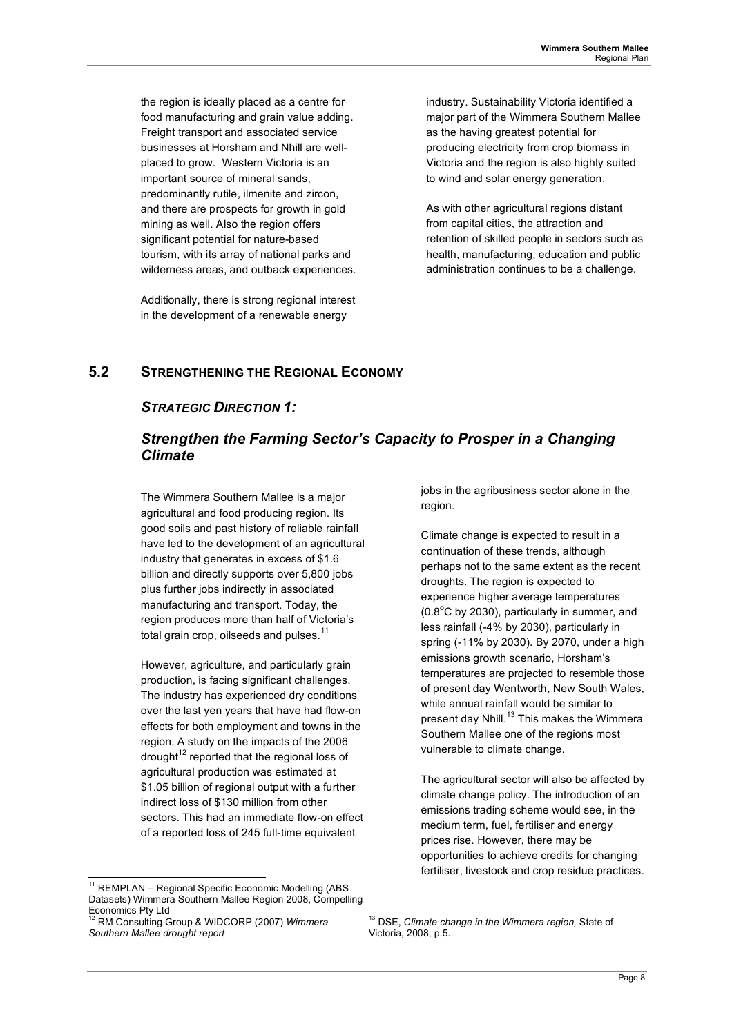the region is ideally placed as a centre for food manufacturing and grain value adding. Freight transport and associated service businesses at Horsham and Nhill are well-placed to grow. Western Victoria is an important source of mineral sands, predominantly rutile, ilmenite and zircon, and there are prospects for growth in gold mining as well. Also the region offers significant potential for nature-based tourism, with its array of national parks and wilderness areas, and outback experiences.

Additionally, there is strong regional interest in the development of a renewable energy industry. Sustainability Victoria identified a major part of the Wimmera Southern Mallee as the having greatest potential for producing electricity from crop biomass in Victoria and the region is also highly suited to wind and solar energy generation.

As with other agricultural regions distant from capital cities, the attraction and retention of skilled people in sectors such as health, manufacturing, education and public administration continues to be a challenge.

## 5.2 STRENGTHENING THE REGIONAL ECONOMY

### *STRATEGIC DIRECTION 1:*

### *Strengthen the Farming Sector's Capacity to Prosper in a Changing Climate*

The Wimmera Southern Mallee is a major agricultural and food producing region. Its good soils and past history of reliable rainfall have led to the development of an agricultural industry that generates in excess of $1.6 billion and directly supports over 5,800 jobs plus further jobs indirectly in associated manufacturing and transport. Today, the region produces more than half of Victoria's total grain crop, oilseeds and pulses.[11]

However, agriculture, and particularly grain production, is facing significant challenges. The industry has experienced dry conditions over the last yen years that have had flow-on effects for both employment and towns in the region. A study on the impacts of the 2006 drought[12] reported that the regional loss of agricultural production was estimated at $1.05 billion of regional output with a further indirect loss of $130 million from other sectors. This had an immediate flow-on effect of a reported loss of 245 full-time equivalent jobs in the agribusiness sector alone in the region.

Climate change is expected to result in a continuation of these trends, although perhaps not to the same extent as the recent droughts. The region is expected to experience higher average temperatures (0.8$^{o}$C by 2030), particularly in summer, and less rainfall (-4% by 2030), particularly in spring (-11% by 2030). By 2070, under a high emissions growth scenario, Horsham's temperatures are projected to resemble those of present day Wentworth, New South Wales, while annual rainfall would be similar to present day Nhill.[13] This makes the Wimmera Southern Mallee one of the regions most vulnerable to climate change.

The agricultural sector will also be affected by climate change policy. The introduction of an emissions trading scheme would see, in the medium term, fuel, fertiliser and energy prices rise. However, there may be opportunities to achieve credits for changing fertiliser, livestock and crop residue practices.

---

[11] REMPLAN – Regional Specific Economic Modelling (ABS Datasets) Wimmera Southern Mallee Region 2008, Compelling Economics Pty Ltd

[12] RM Consulting Group & WIDCORP (2007) *Wimmera Southern Mallee drought report*

[13] DSE, *Climate change in the Wimmera region,* State of Victoria, 2008, p.5.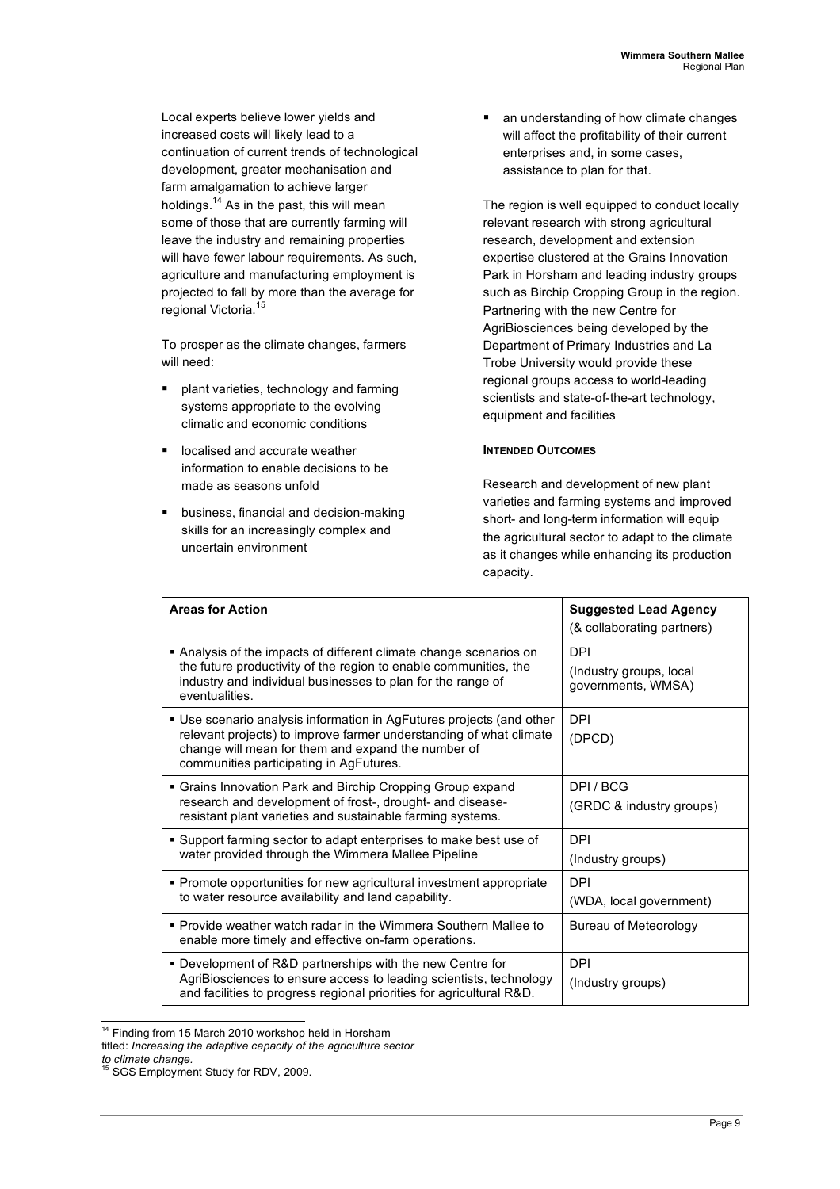Local experts believe lower yields and increased costs will likely lead to a continuation of current trends of technological development, greater mechanisation and farm amalgamation to achieve larger holdings.[14] As in the past, this will mean some of those that are currently farming will leave the industry and remaining properties will have fewer labour requirements. As such, agriculture and manufacturing employment is projected to fall by more than the average for regional Victoria.[15]

To prosper as the climate changes, farmers will need:

- plant varieties, technology and farming systems appropriate to the evolving climatic and economic conditions
- localised and accurate weather information to enable decisions to be made as seasons unfold
- business, financial and decision-making skills for an increasingly complex and uncertain environment
- an understanding of how climate changes will affect the profitability of their current enterprises and, in some cases, assistance to plan for that.

The region is well equipped to conduct locally relevant research with strong agricultural research, development and extension expertise clustered at the Grains Innovation Park in Horsham and leading industry groups such as Birchip Cropping Group in the region. Partnering with the new Centre for AgriBiosciences being developed by the Department of Primary Industries and La Trobe University would provide these regional groups access to world-leading scientists and state-of-the-art technology, equipment and facilities

#### Intended Outcomes

Research and development of new plant varieties and farming systems and improved short- and long-term information will equip the agricultural sector to adapt to the climate as it changes while enhancing its production capacity.

| **Areas for Action** | **Suggested Lead Agency** (& collaborating partners) |
|---|---|
| ▪ Analysis of the impacts of different climate change scenarios on the future productivity of the region to enable communities, the industry and individual businesses to plan for the range of eventualities. | DPI (Industry groups, local governments, WMSA) |
| ▪ Use scenario analysis information in AgFutures projects (and other relevant projects) to improve farmer understanding of what climate change will mean for them and expand the number of communities participating in AgFutures. | DPI (DPCD) |
| ▪ Grains Innovation Park and Birchip Cropping Group expand research and development of frost-, drought- and disease-resistant plant varieties and sustainable farming systems. | DPI / BCG (GRDC & industry groups) |
| ▪ Support farming sector to adapt enterprises to make best use of water provided through the Wimmera Mallee Pipeline | DPI (Industry groups) |
| ▪ Promote opportunities for new agricultural investment appropriate to water resource availability and land capability. | DPI (WDA, local government) |
| ▪ Provide weather watch radar in the Wimmera Southern Mallee to enable more timely and effective on-farm operations. | Bureau of Meteorology |
| ▪ Development of R&D partnerships with the new Centre for AgriBiosciences to ensure access to leading scientists, technology and facilities to progress regional priorities for agricultural R&D. | DPI (Industry groups) |

[14] Finding from 15 March 2010 workshop held in Horsham titled: *Increasing the adaptive capacity of the agriculture sector to climate change.*

[15] SGS Employment Study for RDV, 2009.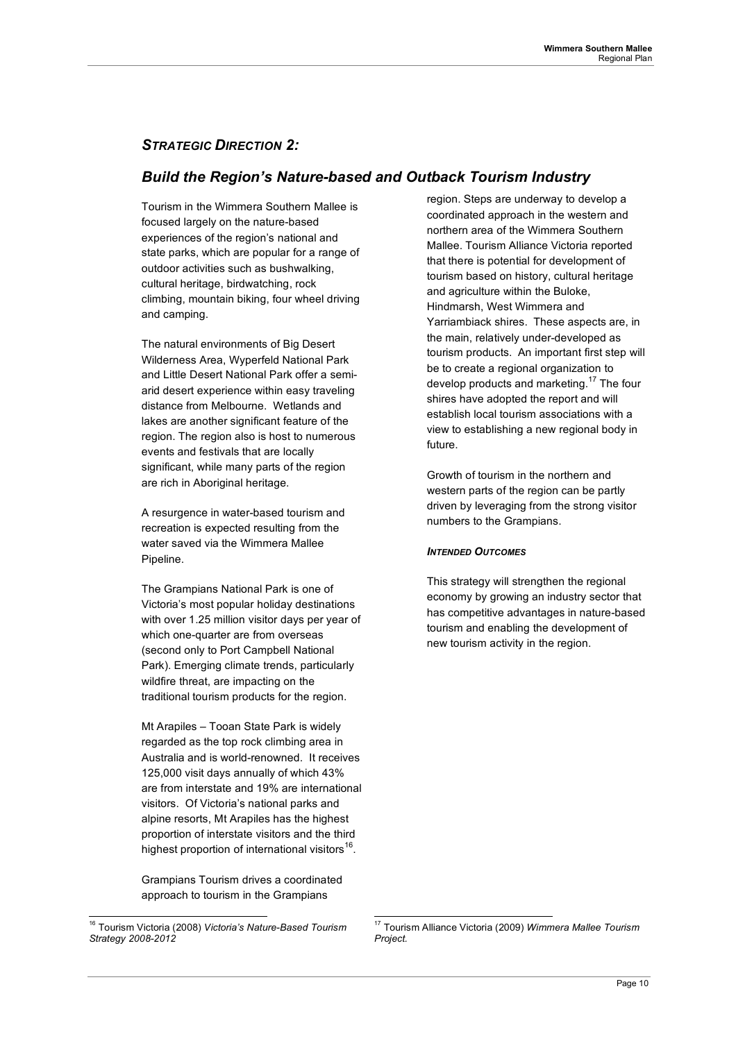## *Strategic Direction 2:*

## *Build the Region's Nature-based and Outback Tourism Industry*

Tourism in the Wimmera Southern Mallee is focused largely on the nature-based experiences of the region's national and state parks, which are popular for a range of outdoor activities such as bushwalking, cultural heritage, birdwatching, rock climbing, mountain biking, four wheel driving and camping.

The natural environments of Big Desert Wilderness Area, Wyperfeld National Park and Little Desert National Park offer a semi-arid desert experience within easy traveling distance from Melbourne. Wetlands and lakes are another significant feature of the region. The region also is host to numerous events and festivals that are locally significant, while many parts of the region are rich in Aboriginal heritage.

A resurgence in water-based tourism and recreation is expected resulting from the water saved via the Wimmera Mallee Pipeline.

The Grampians National Park is one of Victoria's most popular holiday destinations with over 1.25 million visitor days per year of which one-quarter are from overseas (second only to Port Campbell National Park). Emerging climate trends, particularly wildfire threat, are impacting on the traditional tourism products for the region.

Mt Arapiles – Tooan State Park is widely regarded as the top rock climbing area in Australia and is world-renowned. It receives 125,000 visit days annually of which 43% are from interstate and 19% are international visitors. Of Victoria's national parks and alpine resorts, Mt Arapiles has the highest proportion of interstate visitors and the third highest proportion of international visitors[16].

Grampians Tourism drives a coordinated approach to tourism in the Grampians region. Steps are underway to develop a coordinated approach in the western and northern area of the Wimmera Southern Mallee. Tourism Alliance Victoria reported that there is potential for development of tourism based on history, cultural heritage and agriculture within the Buloke, Hindmarsh, West Wimmera and Yarriambiack shires. These aspects are, in the main, relatively under-developed as tourism products. An important first step will be to create a regional organization to develop products and marketing.[17] The four shires have adopted the report and will establish local tourism associations with a view to establishing a new regional body in future.

Growth of tourism in the northern and western parts of the region can be partly driven by leveraging from the strong visitor numbers to the Grampians.

#### *Intended Outcomes*

This strategy will strengthen the regional economy by growing an industry sector that has competitive advantages in nature-based tourism and enabling the development of new tourism activity in the region.

---

[16] Tourism Victoria (2008) *Victoria's Nature-Based Tourism Strategy 2008-2012*

[17] Tourism Alliance Victoria (2009) *Wimmera Mallee Tourism Project.*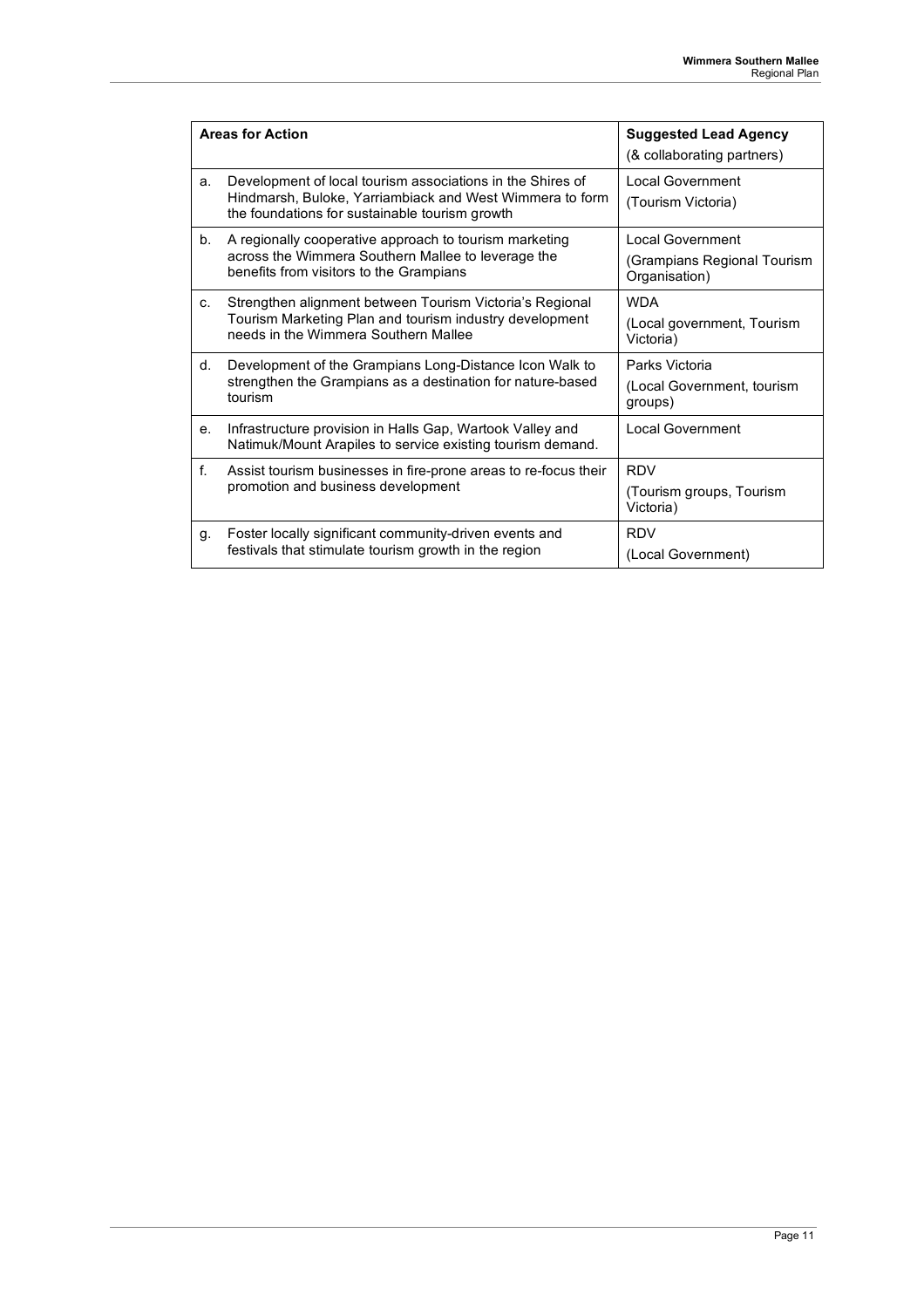| Areas for Action | Suggested Lead Agency (& collaborating partners) |
|---|---|
| a. Development of local tourism associations in the Shires of Hindmarsh, Buloke, Yarriambiack and West Wimmera to form the foundations for sustainable tourism growth | Local Government (Tourism Victoria) |
| b. A regionally cooperative approach to tourism marketing across the Wimmera Southern Mallee to leverage the benefits from visitors to the Grampians | Local Government (Grampians Regional Tourism Organisation) |
| c. Strengthen alignment between Tourism Victoria's Regional Tourism Marketing Plan and tourism industry development needs in the Wimmera Southern Mallee | WDA (Local government, Tourism Victoria) |
| d. Development of the Grampians Long-Distance Icon Walk to strengthen the Grampians as a destination for nature-based tourism | Parks Victoria (Local Government, tourism groups) |
| e. Infrastructure provision in Halls Gap, Wartook Valley and Natimuk/Mount Arapiles to service existing tourism demand. | Local Government |
| f. Assist tourism businesses in fire-prone areas to re-focus their promotion and business development | RDV (Tourism groups, Tourism Victoria) |
| g. Foster locally significant community-driven events and festivals that stimulate tourism growth in the region | RDV (Local Government) |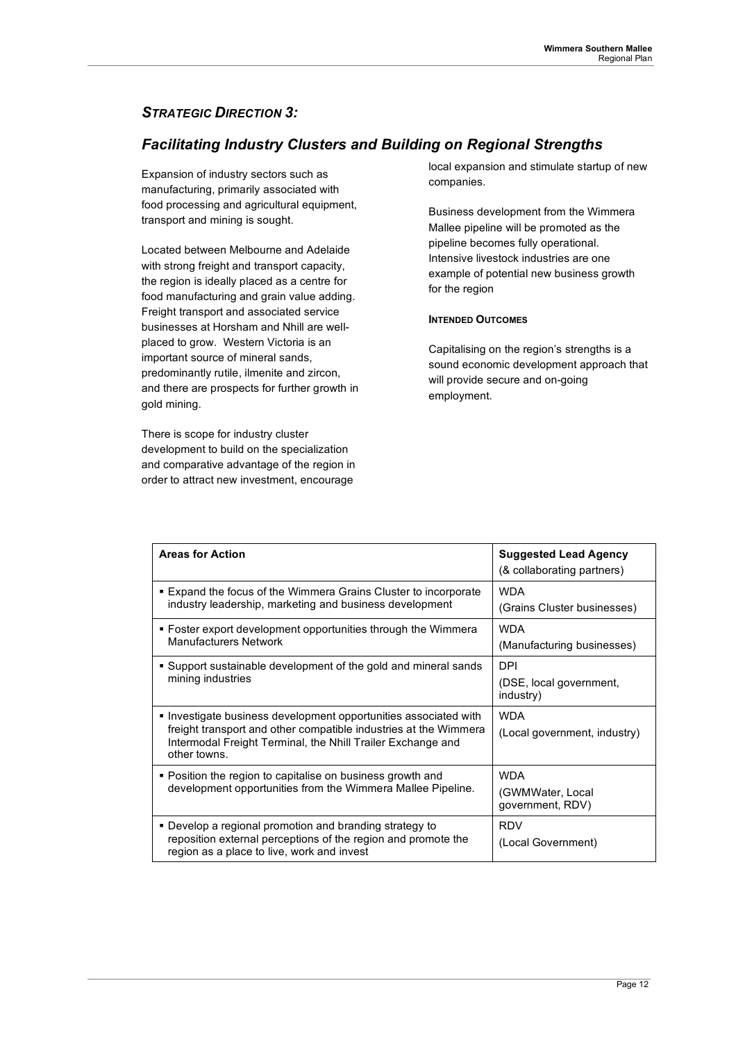## *STRATEGIC DIRECTION 3:*

## *Facilitating Industry Clusters and Building on Regional Strengths*

Expansion of industry sectors such as manufacturing, primarily associated with food processing and agricultural equipment, transport and mining is sought.

Located between Melbourne and Adelaide with strong freight and transport capacity, the region is ideally placed as a centre for food manufacturing and grain value adding. Freight transport and associated service businesses at Horsham and Nhill are well-placed to grow. Western Victoria is an important source of mineral sands, predominantly rutile, ilmenite and zircon, and there are prospects for further growth in gold mining.

There is scope for industry cluster development to build on the specialization and comparative advantage of the region in order to attract new investment, encourage local expansion and stimulate startup of new companies.

Business development from the Wimmera Mallee pipeline will be promoted as the pipeline becomes fully operational. Intensive livestock industries are one example of potential new business growth for the region

#### INTENDED OUTCOMES

Capitalising on the region's strengths is a sound economic development approach that will provide secure and on-going employment.

| **Areas for Action** | **Suggested Lead Agency** (& collaborating partners) |
|---|---|
| ▪ Expand the focus of the Wimmera Grains Cluster to incorporate industry leadership, marketing and business development | WDA (Grains Cluster businesses) |
| ▪ Foster export development opportunities through the Wimmera Manufacturers Network | WDA (Manufacturing businesses) |
| ▪ Support sustainable development of the gold and mineral sands mining industries | DPI (DSE, local government, industry) |
| ▪ Investigate business development opportunities associated with freight transport and other compatible industries at the Wimmera Intermodal Freight Terminal, the Nhill Trailer Exchange and other towns. | WDA (Local government, industry) |
| ▪ Position the region to capitalise on business growth and development opportunities from the Wimmera Mallee Pipeline. | WDA (GWMWater, Local government, RDV) |
| ▪ Develop a regional promotion and branding strategy to reposition external perceptions of the region and promote the region as a place to live, work and invest | RDV (Local Government) |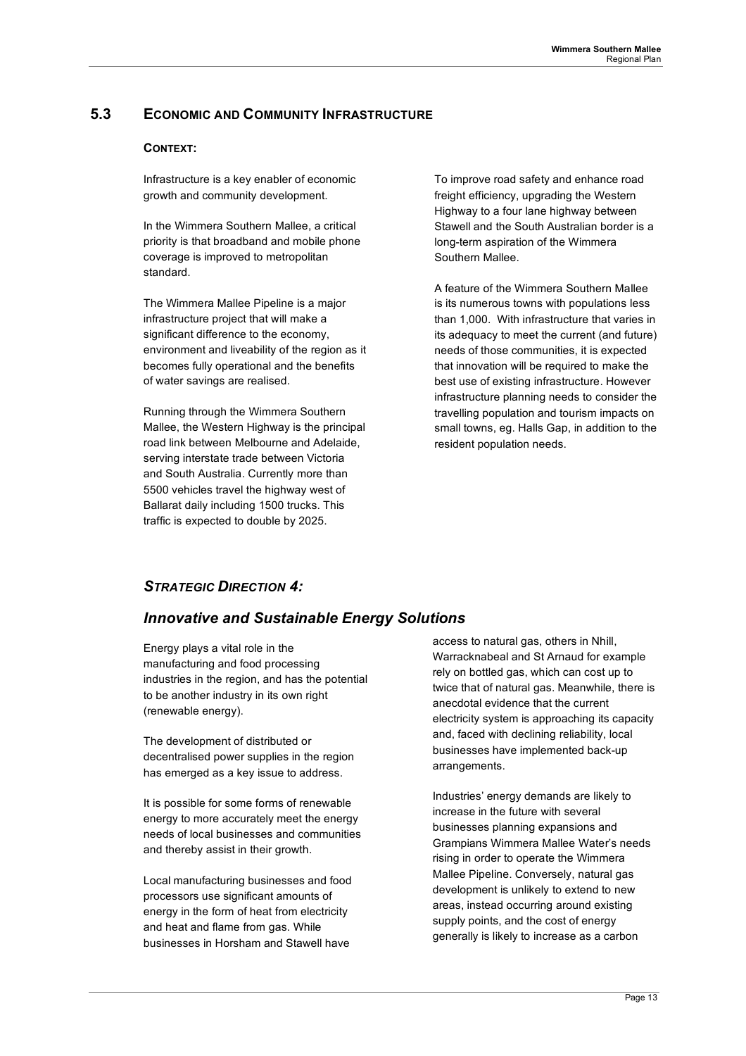## 5.3 Economic and Community Infrastructure

**Context:**

Infrastructure is a key enabler of economic growth and community development.

In the Wimmera Southern Mallee, a critical priority is that broadband and mobile phone coverage is improved to metropolitan standard.

The Wimmera Mallee Pipeline is a major infrastructure project that will make a significant difference to the economy, environment and liveability of the region as it becomes fully operational and the benefits of water savings are realised.

Running through the Wimmera Southern Mallee, the Western Highway is the principal road link between Melbourne and Adelaide, serving interstate trade between Victoria and South Australia. Currently more than 5500 vehicles travel the highway west of Ballarat daily including 1500 trucks. This traffic is expected to double by 2025.

To improve road safety and enhance road freight efficiency, upgrading the Western Highway to a four lane highway between Stawell and the South Australian border is a long-term aspiration of the Wimmera Southern Mallee.

A feature of the Wimmera Southern Mallee is its numerous towns with populations less than 1,000. With infrastructure that varies in its adequacy to meet the current (and future) needs of those communities, it is expected that innovation will be required to make the best use of existing infrastructure. However infrastructure planning needs to consider the travelling population and tourism impacts on small towns, eg. Halls Gap, in addition to the resident population needs.

### *Strategic Direction 4:*

### *Innovative and Sustainable Energy Solutions*

Energy plays a vital role in the manufacturing and food processing industries in the region, and has the potential to be another industry in its own right (renewable energy).

The development of distributed or decentralised power supplies in the region has emerged as a key issue to address.

It is possible for some forms of renewable energy to more accurately meet the energy needs of local businesses and communities and thereby assist in their growth.

Local manufacturing businesses and food processors use significant amounts of energy in the form of heat from electricity and heat and flame from gas. While businesses in Horsham and Stawell have access to natural gas, others in Nhill, Warracknabeal and St Arnaud for example rely on bottled gas, which can cost up to twice that of natural gas. Meanwhile, there is anecdotal evidence that the current electricity system is approaching its capacity and, faced with declining reliability, local businesses have implemented back-up arrangements.

Industries' energy demands are likely to increase in the future with several businesses planning expansions and Grampians Wimmera Mallee Water's needs rising in order to operate the Wimmera Mallee Pipeline. Conversely, natural gas development is unlikely to extend to new areas, instead occurring around existing supply points, and the cost of energy generally is likely to increase as a carbon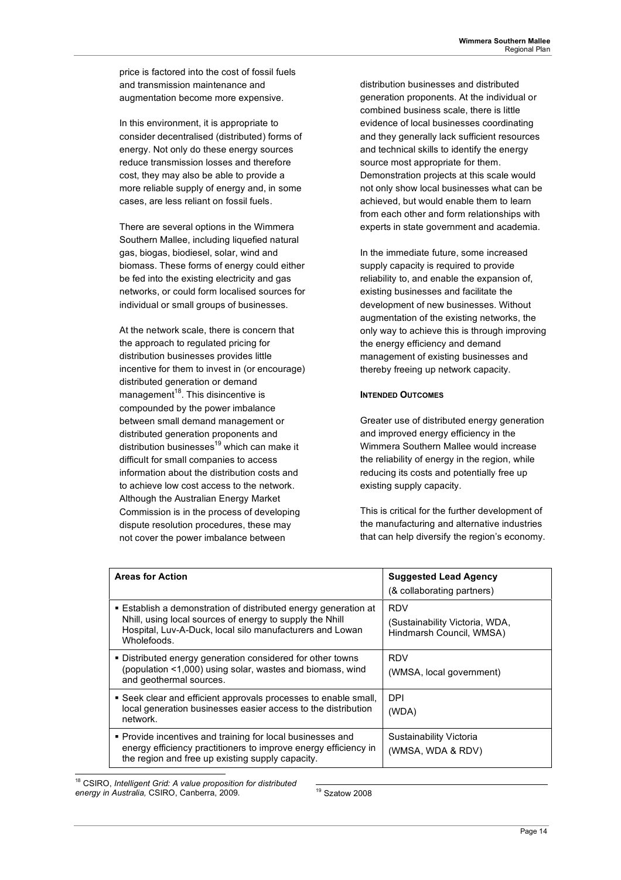price is factored into the cost of fossil fuels and transmission maintenance and augmentation become more expensive.

In this environment, it is appropriate to consider decentralised (distributed) forms of energy. Not only do these energy sources reduce transmission losses and therefore cost, they may also be able to provide a more reliable supply of energy and, in some cases, are less reliant on fossil fuels.

There are several options in the Wimmera Southern Mallee, including liquefied natural gas, biogas, biodiesel, solar, wind and biomass. These forms of energy could either be fed into the existing electricity and gas networks, or could form localised sources for individual or small groups of businesses.

At the network scale, there is concern that the approach to regulated pricing for distribution businesses provides little incentive for them to invest in (or encourage) distributed generation or demand management[18]. This disincentive is compounded by the power imbalance between small demand management or distributed generation proponents and distribution businesses[19] which can make it difficult for small companies to access information about the distribution costs and to achieve low cost access to the network. Although the Australian Energy Market Commission is in the process of developing dispute resolution procedures, these may not cover the power imbalance between distribution businesses and distributed generation proponents. At the individual or combined business scale, there is little evidence of local businesses coordinating and they generally lack sufficient resources and technical skills to identify the energy source most appropriate for them. Demonstration projects at this scale would not only show local businesses what can be achieved, but would enable them to learn from each other and form relationships with experts in state government and academia.

In the immediate future, some increased supply capacity is required to provide reliability to, and enable the expansion of, existing businesses and facilitate the development of new businesses. Without augmentation of the existing networks, the only way to achieve this is through improving the energy efficiency and demand management of existing businesses and thereby freeing up network capacity.

**INTENDED OUTCOMES**

Greater use of distributed energy generation and improved energy efficiency in the Wimmera Southern Mallee would increase the reliability of energy in the region, while reducing its costs and potentially free up existing supply capacity.

This is critical for the further development of the manufacturing and alternative industries that can help diversify the region's economy.

| **Areas for Action** | **Suggested Lead Agency** (& collaborating partners) |
|---|---|
| ▪ Establish a demonstration of distributed energy generation at Nhill, using local sources of energy to supply the Nhill Hospital, Luv-A-Duck, local silo manufacturers and Lowan Wholefoods. | RDV (Sustainability Victoria, WDA, Hindmarsh Council, WMSA) |
| ▪ Distributed energy generation considered for other towns (population <1,000) using solar, wastes and biomass, wind and geothermal sources. | RDV (WMSA, local government) |
| ▪ Seek clear and efficient approvals processes to enable small, local generation businesses easier access to the distribution network. | DPI (WDA) |
| ▪ Provide incentives and training for local businesses and energy efficiency practitioners to improve energy efficiency in the region and free up existing supply capacity. | Sustainability Victoria (WMSA, WDA & RDV) |

[18] CSIRO, *Intelligent Grid: A value proposition for distributed energy in Australia,* CSIRO, Canberra, 2009.

[19] Szatow 2008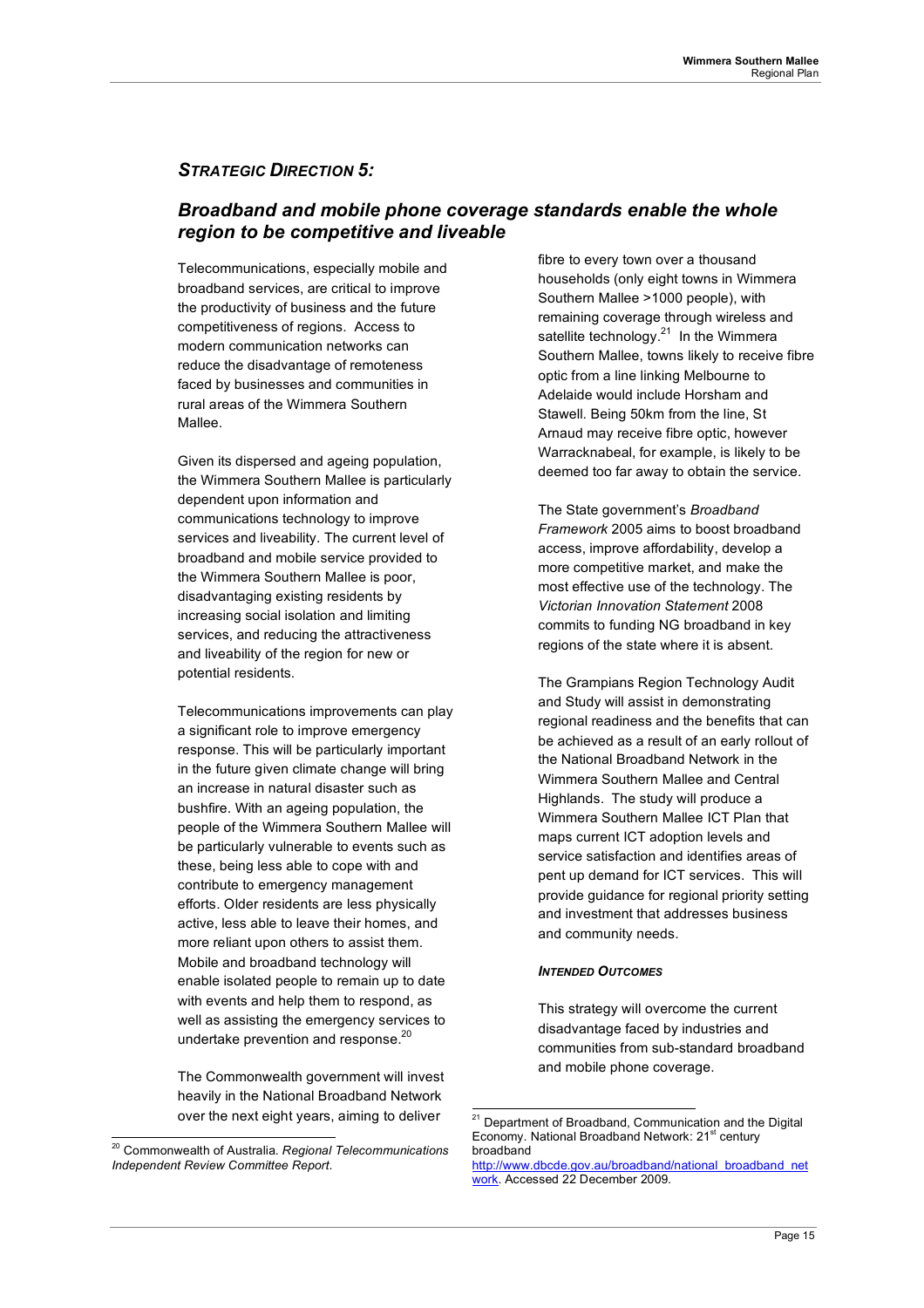## *STRATEGIC DIRECTION 5:*

## *Broadband and mobile phone coverage standards enable the whole region to be competitive and liveable*

Telecommunications, especially mobile and broadband services, are critical to improve the productivity of business and the future competitiveness of regions. Access to modern communication networks can reduce the disadvantage of remoteness faced by businesses and communities in rural areas of the Wimmera Southern Mallee.

Given its dispersed and ageing population, the Wimmera Southern Mallee is particularly dependent upon information and communications technology to improve services and liveability. The current level of broadband and mobile service provided to the Wimmera Southern Mallee is poor, disadvantaging existing residents by increasing social isolation and limiting services, and reducing the attractiveness and liveability of the region for new or potential residents.

Telecommunications improvements can play a significant role to improve emergency response. This will be particularly important in the future given climate change will bring an increase in natural disaster such as bushfire. With an ageing population, the people of the Wimmera Southern Mallee will be particularly vulnerable to events such as these, being less able to cope with and contribute to emergency management efforts. Older residents are less physically active, less able to leave their homes, and more reliant upon others to assist them. Mobile and broadband technology will enable isolated people to remain up to date with events and help them to respond, as well as assisting the emergency services to undertake prevention and response.[20]

The Commonwealth government will invest heavily in the National Broadband Network over the next eight years, aiming to deliver fibre to every town over a thousand households (only eight towns in Wimmera Southern Mallee >1000 people), with remaining coverage through wireless and satellite technology.[21] In the Wimmera Southern Mallee, towns likely to receive fibre optic from a line linking Melbourne to Adelaide would include Horsham and Stawell. Being 50km from the line, St Arnaud may receive fibre optic, however Warracknabeal, for example, is likely to be deemed too far away to obtain the service.

The State government's *Broadband Framework* 2005 aims to boost broadband access, improve affordability, develop a more competitive market, and make the most effective use of the technology. The *Victorian Innovation Statement* 2008 commits to funding NG broadband in key regions of the state where it is absent.

The Grampians Region Technology Audit and Study will assist in demonstrating regional readiness and the benefits that can be achieved as a result of an early rollout of the National Broadband Network in the Wimmera Southern Mallee and Central Highlands. The study will produce a Wimmera Southern Mallee ICT Plan that maps current ICT adoption levels and service satisfaction and identifies areas of pent up demand for ICT services. This will provide guidance for regional priority setting and investment that addresses business and community needs.

#### *INTENDED OUTCOMES*

This strategy will overcome the current disadvantage faced by industries and communities from sub-standard broadband and mobile phone coverage.

---

[20] Commonwealth of Australia. *Regional Telecommunications Independent Review Committee Report.*

[21] Department of Broadband, Communication and the Digital Economy. National Broadband Network: 21st century broadband http://www.dbcde.gov.au/broadband/national_broadband_network. Accessed 22 December 2009.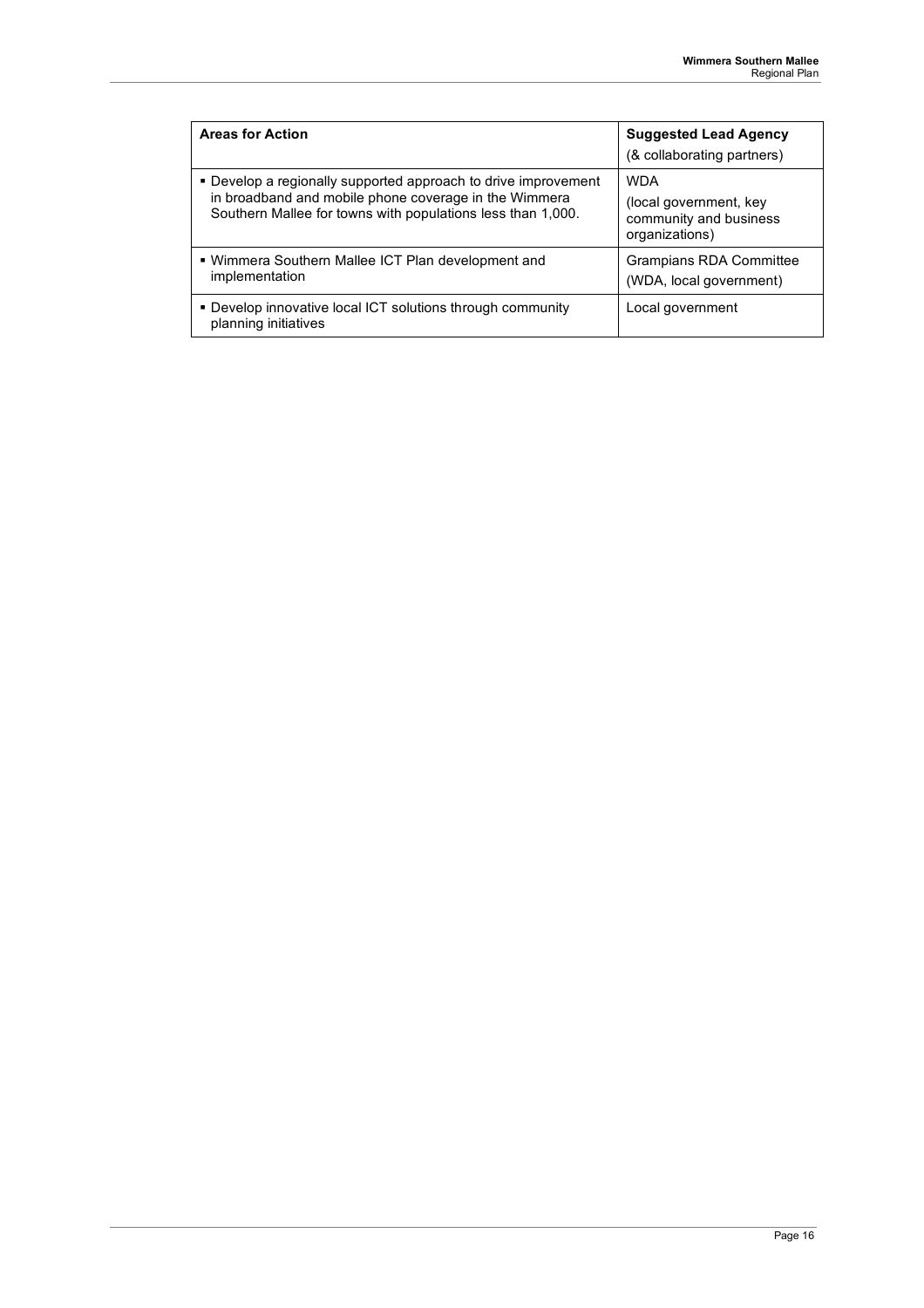| **Areas for Action** | **Suggested Lead Agency** (& collaborating partners) |
| --- | --- |
| ▪ Develop a regionally supported approach to drive improvement in broadband and mobile phone coverage in the Wimmera Southern Mallee for towns with populations less than 1,000. | WDA (local government, key community and business organizations) |
| ▪ Wimmera Southern Mallee ICT Plan development and implementation | Grampians RDA Committee (WDA, local government) |
| ▪ Develop innovative local ICT solutions through community planning initiatives | Local government |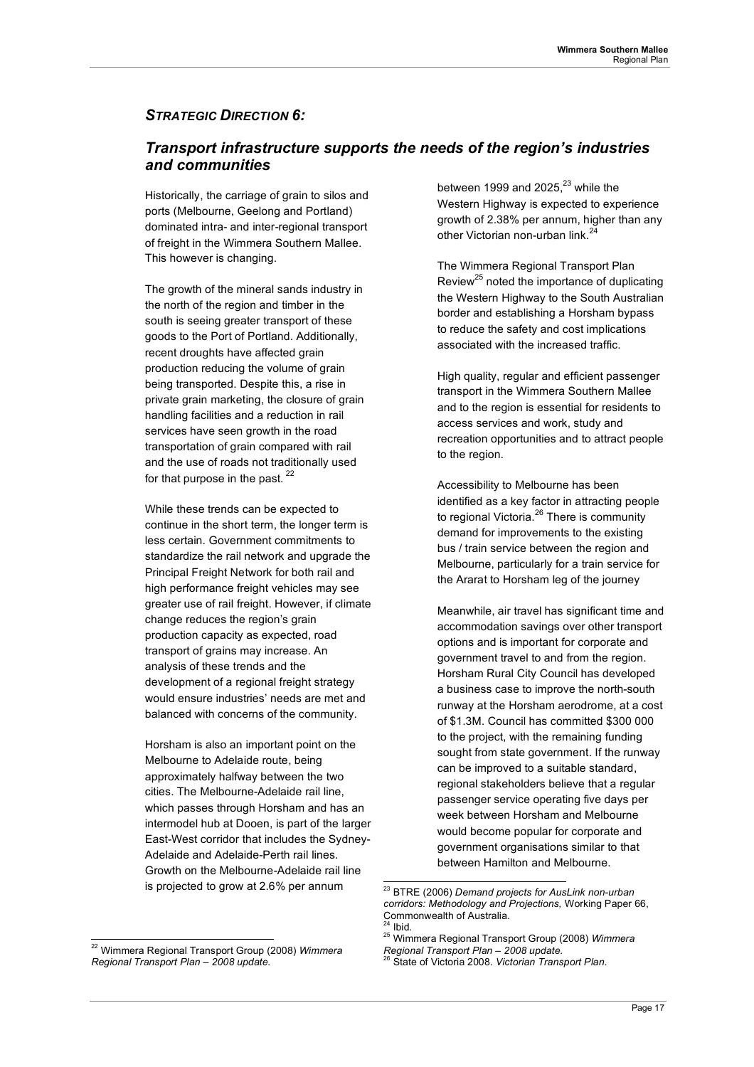## *STRATEGIC DIRECTION 6:*

## *Transport infrastructure supports the needs of the region's industries and communities*

Historically, the carriage of grain to silos and ports (Melbourne, Geelong and Portland) dominated intra- and inter-regional transport of freight in the Wimmera Southern Mallee. This however is changing.

The growth of the mineral sands industry in the north of the region and timber in the south is seeing greater transport of these goods to the Port of Portland. Additionally, recent droughts have affected grain production reducing the volume of grain being transported. Despite this, a rise in private grain marketing, the closure of grain handling facilities and a reduction in rail services have seen growth in the road transportation of grain compared with rail and the use of roads not traditionally used for that purpose in the past. [22]

While these trends can be expected to continue in the short term, the longer term is less certain. Government commitments to standardize the rail network and upgrade the Principal Freight Network for both rail and high performance freight vehicles may see greater use of rail freight. However, if climate change reduces the region's grain production capacity as expected, road transport of grains may increase. An analysis of these trends and the development of a regional freight strategy would ensure industries' needs are met and balanced with concerns of the community.

Horsham is also an important point on the Melbourne to Adelaide route, being approximately halfway between the two cities. The Melbourne-Adelaide rail line, which passes through Horsham and has an intermodel hub at Dooen, is part of the larger East-West corridor that includes the Sydney-Adelaide and Adelaide-Perth rail lines. Growth on the Melbourne-Adelaide rail line is projected to grow at 2.6% per annum between 1999 and 2025,[23] while the Western Highway is expected to experience growth of 2.38% per annum, higher than any other Victorian non-urban link.[24]

The Wimmera Regional Transport Plan Review[25] noted the importance of duplicating the Western Highway to the South Australian border and establishing a Horsham bypass to reduce the safety and cost implications associated with the increased traffic.

High quality, regular and efficient passenger transport in the Wimmera Southern Mallee and to the region is essential for residents to access services and work, study and recreation opportunities and to attract people to the region.

Accessibility to Melbourne has been identified as a key factor in attracting people to regional Victoria.[26] There is community demand for improvements to the existing bus / train service between the region and Melbourne, particularly for a train service for the Ararat to Horsham leg of the journey

Meanwhile, air travel has significant time and accommodation savings over other transport options and is important for corporate and government travel to and from the region. Horsham Rural City Council has developed a business case to improve the north-south runway at the Horsham aerodrome, at a cost of $1.3M. Council has committed $300 000 to the project, with the remaining funding sought from state government. If the runway can be improved to a suitable standard, regional stakeholders believe that a regular passenger service operating five days per week between Horsham and Melbourne would become popular for corporate and government organisations similar to that between Hamilton and Melbourne.

---

[22] Wimmera Regional Transport Group (2008) *Wimmera Regional Transport Plan – 2008 update.*

[23] BTRE (2006) *Demand projects for AusLink non-urban corridors: Methodology and Projections,* Working Paper 66, Commonwealth of Australia.

[24] Ibid.

[25] Wimmera Regional Transport Group (2008) *Wimmera Regional Transport Plan – 2008 update.*

[26] State of Victoria 2008. *Victorian Transport Plan.*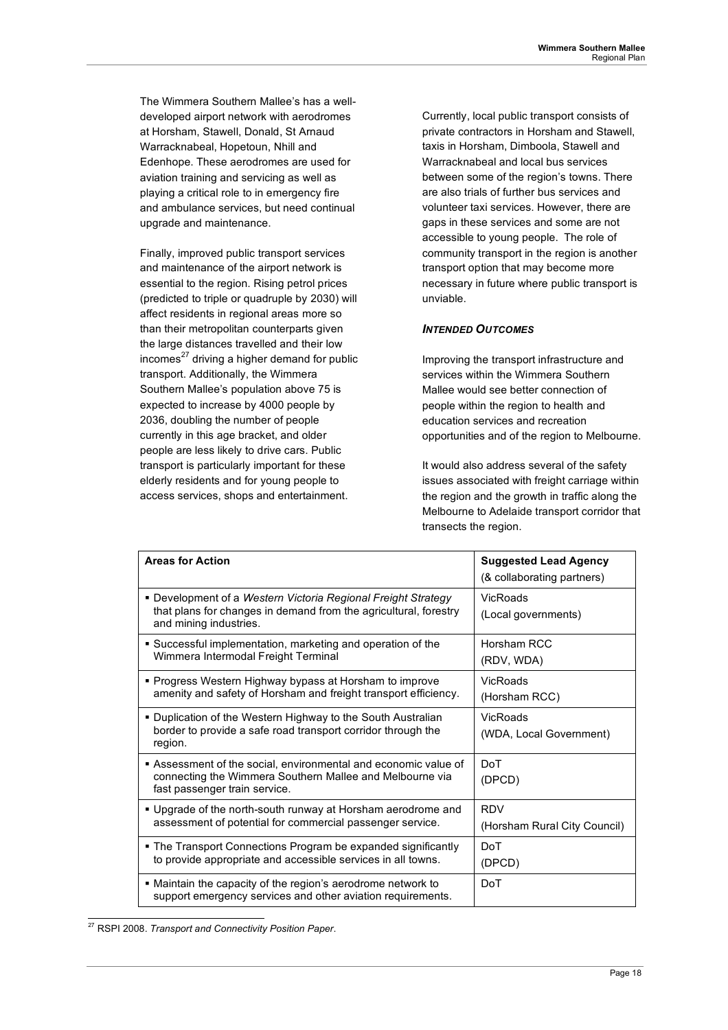The Wimmera Southern Mallee's has a well-developed airport network with aerodromes at Horsham, Stawell, Donald, St Arnaud Warracknabeal, Hopetoun, Nhill and Edenhope. These aerodromes are used for aviation training and servicing as well as playing a critical role to in emergency fire and ambulance services, but need continual upgrade and maintenance.

Finally, improved public transport services and maintenance of the airport network is essential to the region. Rising petrol prices (predicted to triple or quadruple by 2030) will affect residents in regional areas more so than their metropolitan counterparts given the large distances travelled and their low incomes[27] driving a higher demand for public transport. Additionally, the Wimmera Southern Mallee's population above 75 is expected to increase by 4000 people by 2036, doubling the number of people currently in this age bracket, and older people are less likely to drive cars. Public transport is particularly important for these elderly residents and for young people to access services, shops and entertainment.

Currently, local public transport consists of private contractors in Horsham and Stawell, taxis in Horsham, Dimboola, Stawell and Warracknabeal and local bus services between some of the region's towns. There are also trials of further bus services and volunteer taxi services. However, there are gaps in these services and some are not accessible to young people. The role of community transport in the region is another transport option that may become more necessary in future where public transport is unviable.

### *INTENDED OUTCOMES*

Improving the transport infrastructure and services within the Wimmera Southern Mallee would see better connection of people within the region to health and education services and recreation opportunities and of the region to Melbourne.

It would also address several of the safety issues associated with freight carriage within the region and the growth in traffic along the Melbourne to Adelaide transport corridor that transects the region.

| **Areas for Action** | **Suggested Lead Agency** (& collaborating partners) |
|---|---|
| ▪ Development of a *Western Victoria Regional Freight Strategy* that plans for changes in demand from the agricultural, forestry and mining industries. | VicRoads (Local governments) |
| ▪ Successful implementation, marketing and operation of the Wimmera Intermodal Freight Terminal | Horsham RCC (RDV, WDA) |
| ▪ Progress Western Highway bypass at Horsham to improve amenity and safety of Horsham and freight transport efficiency. | VicRoads (Horsham RCC) |
| ▪ Duplication of the Western Highway to the South Australian border to provide a safe road transport corridor through the region. | VicRoads (WDA, Local Government) |
| ▪ Assessment of the social, environmental and economic value of connecting the Wimmera Southern Mallee and Melbourne via fast passenger train service. | DoT (DPCD) |
| ▪ Upgrade of the north-south runway at Horsham aerodrome and assessment of potential for commercial passenger service. | RDV (Horsham Rural City Council) |
| ▪ The Transport Connections Program be expanded significantly to provide appropriate and accessible services in all towns. | DoT (DPCD) |
| ▪ Maintain the capacity of the region's aerodrome network to support emergency services and other aviation requirements. | DoT |

[27] RSPI 2008. *Transport and Connectivity Position Paper*.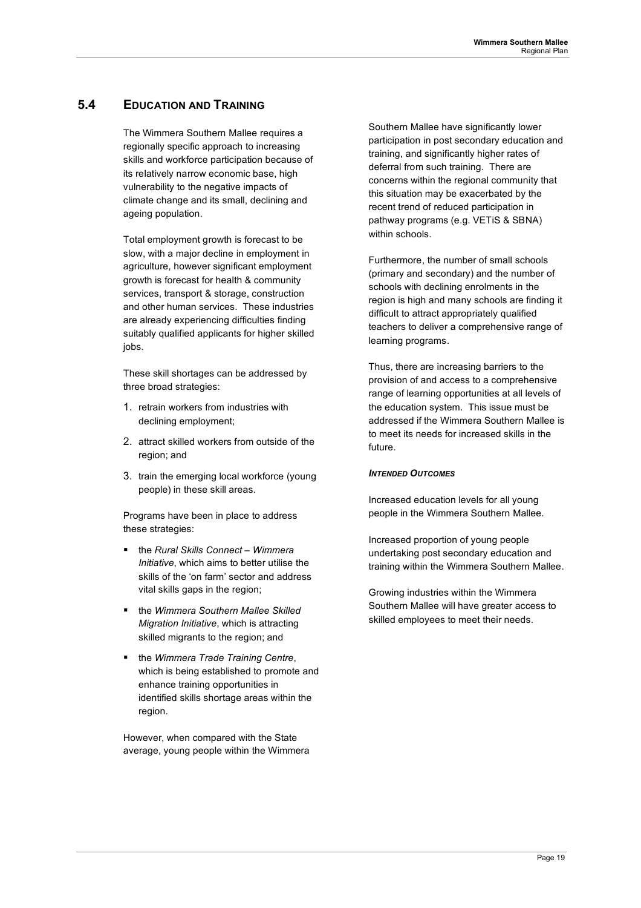## 5.4 Education and Training

The Wimmera Southern Mallee requires a regionally specific approach to increasing skills and workforce participation because of its relatively narrow economic base, high vulnerability to the negative impacts of climate change and its small, declining and ageing population.

Total employment growth is forecast to be slow, with a major decline in employment in agriculture, however significant employment growth is forecast for health & community services, transport & storage, construction and other human services. These industries are already experiencing difficulties finding suitably qualified applicants for higher skilled jobs.

These skill shortages can be addressed by three broad strategies:

1. retrain workers from industries with declining employment;
2. attract skilled workers from outside of the region; and
3. train the emerging local workforce (young people) in these skill areas.

Programs have been in place to address these strategies:

- the *Rural Skills Connect – Wimmera Initiative*, which aims to better utilise the skills of the 'on farm' sector and address vital skills gaps in the region;
- the *Wimmera Southern Mallee Skilled Migration Initiative*, which is attracting skilled migrants to the region; and
- the *Wimmera Trade Training Centre*, which is being established to promote and enhance training opportunities in identified skills shortage areas within the region.

However, when compared with the State average, young people within the Wimmera Southern Mallee have significantly lower participation in post secondary education and training, and significantly higher rates of deferral from such training. There are concerns within the regional community that this situation may be exacerbated by the recent trend of reduced participation in pathway programs (e.g. VETiS & SBNA) within schools.

Furthermore, the number of small schools (primary and secondary) and the number of schools with declining enrolments in the region is high and many schools are finding it difficult to attract appropriately qualified teachers to deliver a comprehensive range of learning programs.

Thus, there are increasing barriers to the provision of and access to a comprehensive range of learning opportunities at all levels of the education system. This issue must be addressed if the Wimmera Southern Mallee is to meet its needs for increased skills in the future.

#### *Intended Outcomes*

Increased education levels for all young people in the Wimmera Southern Mallee.

Increased proportion of young people undertaking post secondary education and training within the Wimmera Southern Mallee.

Growing industries within the Wimmera Southern Mallee will have greater access to skilled employees to meet their needs.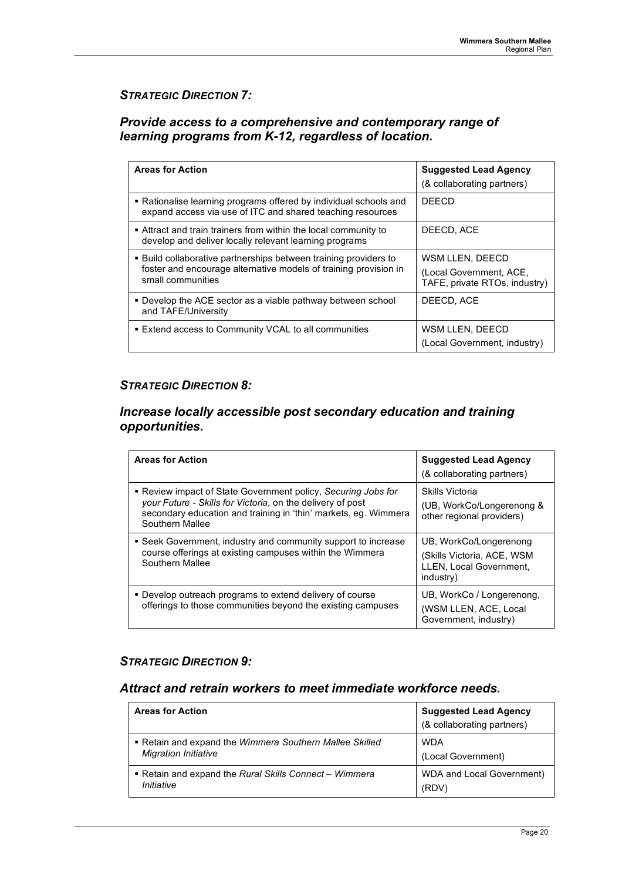### *STRATEGIC DIRECTION 7:*

### *Provide access to a comprehensive and contemporary range of learning programs from K-12, regardless of location.*

| **Areas for Action** | **Suggested Lead Agency** (& collaborating partners) |
|---|---|
| ▪ Rationalise learning programs offered by individual schools and expand access via use of ITC and shared teaching resources | DEECD |
| ▪ Attract and train trainers from within the local community to develop and deliver locally relevant learning programs | DEECD, ACE |
| ▪ Build collaborative partnerships between training providers to foster and encourage alternative models of training provision in small communities | WSM LLEN, DEECD (Local Government, ACE, TAFE, private RTOs, industry) |
| ▪ Develop the ACE sector as a viable pathway between school and TAFE/University | DEECD, ACE |
| ▪ Extend access to Community VCAL to all communities | WSM LLEN, DEECD (Local Government, industry) |

### *STRATEGIC DIRECTION 8:*

### *Increase locally accessible post secondary education and training opportunities.*

| **Areas for Action** | **Suggested Lead Agency** (& collaborating partners) |
|---|---|
| ▪ Review impact of State Government policy, *Securing Jobs for your Future - Skills for Victoria,* on the delivery of post secondary education and training in 'thin' markets, eg. Wimmera Southern Mallee | Skills Victoria (UB, WorkCo/Longerenong & other regional providers) |
| ▪ Seek Government, industry and community support to increase course offerings at existing campuses within the Wimmera Southern Mallee | UB, WorkCo/Longerenong (Skills Victoria, ACE, WSM LLEN, Local Government, industry) |
| ▪ Develop outreach programs to extend delivery of course offerings to those communities beyond the existing campuses | UB, WorkCo / Longerenong, (WSM LLEN, ACE, Local Government, industry) |

### *STRATEGIC DIRECTION 9:*

### *Attract and retrain workers to meet immediate workforce needs.*

| **Areas for Action** | **Suggested Lead Agency** (& collaborating partners) |
|---|---|
| ▪ Retain and expand the *Wimmera Southern Mallee Skilled Migration Initiative* | WDA (Local Government) |
| ▪ Retain and expand the *Rural Skills Connect – Wimmera Initiative* | WDA and Local Government) (RDV) |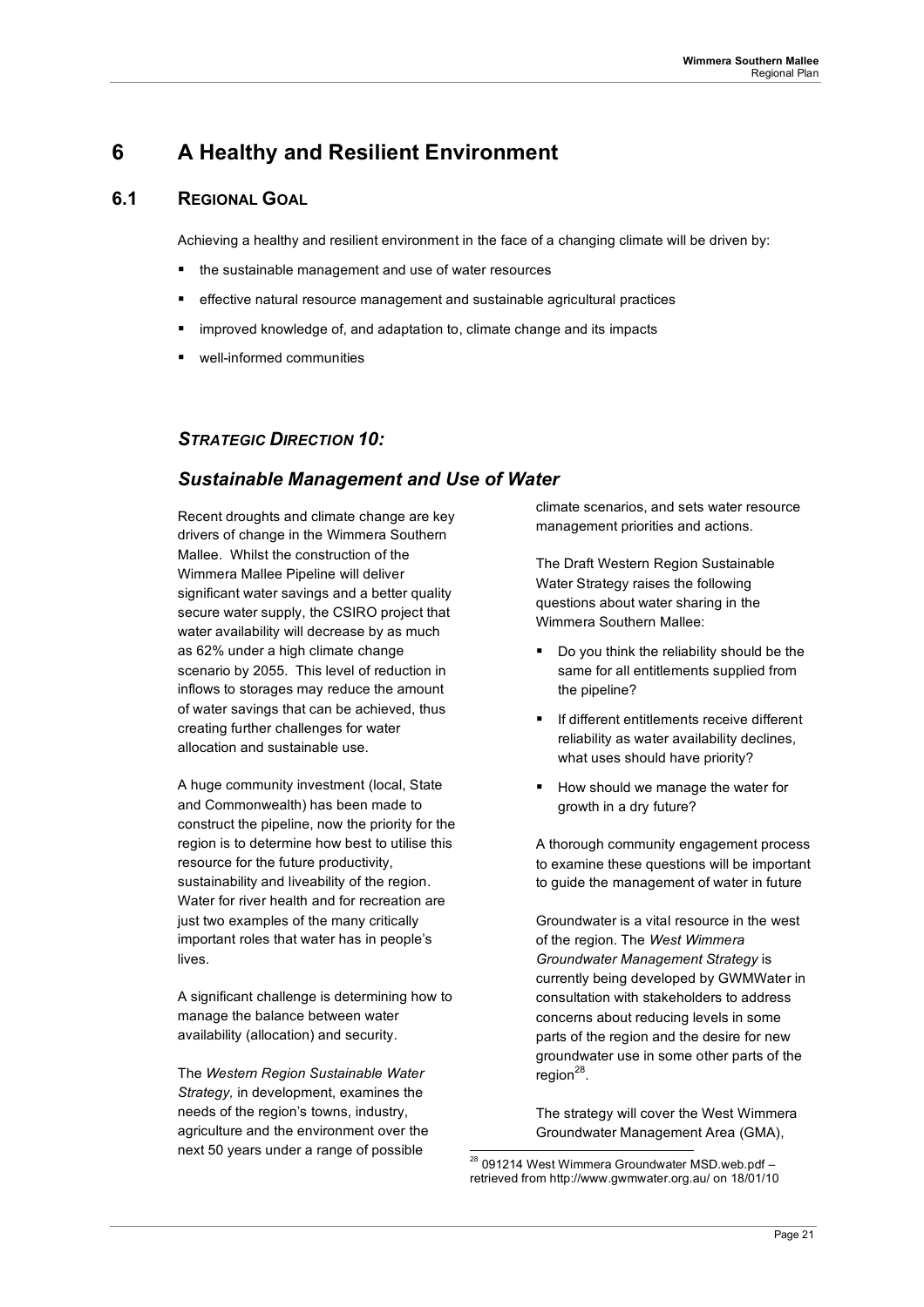# 6 A Healthy and Resilient Environment

## 6.1 Regional Goal

Achieving a healthy and resilient environment in the face of a changing climate will be driven by:

- the sustainable management and use of water resources
- effective natural resource management and sustainable agricultural practices
- improved knowledge of, and adaptation to, climate change and its impacts
- well-informed communities

### *Strategic Direction 10:*

### *Sustainable Management and Use of Water*

Recent droughts and climate change are key drivers of change in the Wimmera Southern Mallee. Whilst the construction of the Wimmera Mallee Pipeline will deliver significant water savings and a better quality secure water supply, the CSIRO project that water availability will decrease by as much as 62% under a high climate change scenario by 2055. This level of reduction in inflows to storages may reduce the amount of water savings that can be achieved, thus creating further challenges for water allocation and sustainable use.

A huge community investment (local, State and Commonwealth) has been made to construct the pipeline, now the priority for the region is to determine how best to utilise this resource for the future productivity, sustainability and liveability of the region. Water for river health and for recreation are just two examples of the many critically important roles that water has in people's lives.

A significant challenge is determining how to manage the balance between water availability (allocation) and security.

The *Western Region Sustainable Water Strategy,* in development, examines the needs of the region's towns, industry, agriculture and the environment over the next 50 years under a range of possible climate scenarios, and sets water resource management priorities and actions.

The Draft Western Region Sustainable Water Strategy raises the following questions about water sharing in the Wimmera Southern Mallee:

- Do you think the reliability should be the same for all entitlements supplied from the pipeline?
- If different entitlements receive different reliability as water availability declines, what uses should have priority?
- How should we manage the water for growth in a dry future?

A thorough community engagement process to examine these questions will be important to guide the management of water in future

Groundwater is a vital resource in the west of the region. The *West Wimmera Groundwater Management Strategy* is currently being developed by GWMWater in consultation with stakeholders to address concerns about reducing levels in some parts of the region and the desire for new groundwater use in some other parts of the region[28].

The strategy will cover the West Wimmera Groundwater Management Area (GMA),

[28] 091214 West Wimmera Groundwater MSD.web.pdf – retrieved from http://www.gwmwater.org.au/ on 18/01/10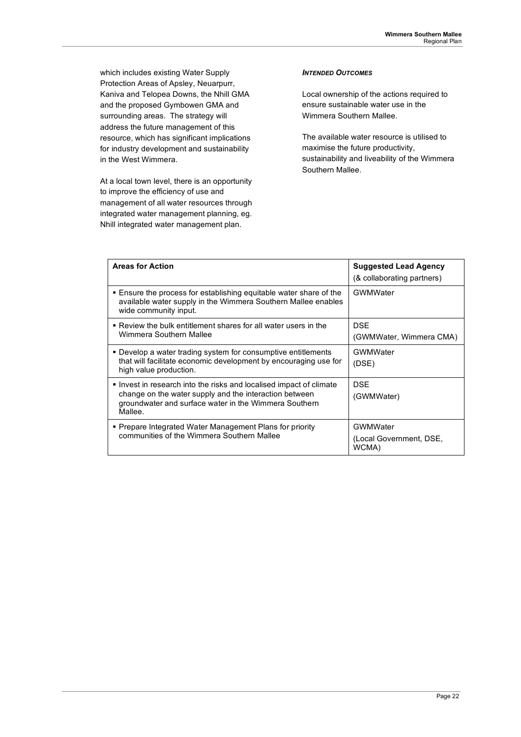which includes existing Water Supply Protection Areas of Apsley, Neuarpurr, Kaniva and Telopea Downs, the Nhill GMA and the proposed Gymbowen GMA and surrounding areas. The strategy will address the future management of this resource, which has significant implications for industry development and sustainability in the West Wimmera.

At a local town level, there is an opportunity to improve the efficiency of use and management of all water resources through integrated water management planning, eg. Nhill integrated water management plan.

***INTENDED OUTCOMES***

Local ownership of the actions required to ensure sustainable water use in the Wimmera Southern Mallee.

The available water resource is utilised to maximise the future productivity, sustainability and liveability of the Wimmera Southern Mallee.

| **Areas for Action** | **Suggested Lead Agency** (& collaborating partners) |
|---|---|
| ▪ Ensure the process for establishing equitable water share of the available water supply in the Wimmera Southern Mallee enables wide community input. | GWMWater |
| ▪ Review the bulk entitlement shares for all water users in the Wimmera Southern Mallee | DSE (GWMWater, Wimmera CMA) |
| ▪ Develop a water trading system for consumptive entitlements that will facilitate economic development by encouraging use for high value production. | GWMWater (DSE) |
| ▪ Invest in research into the risks and localised impact of climate change on the water supply and the interaction between groundwater and surface water in the Wimmera Southern Mallee. | DSE (GWMWater) |
| ▪ Prepare Integrated Water Management Plans for priority communities of the Wimmera Southern Mallee | GWMWater (Local Government, DSE, WCMA) |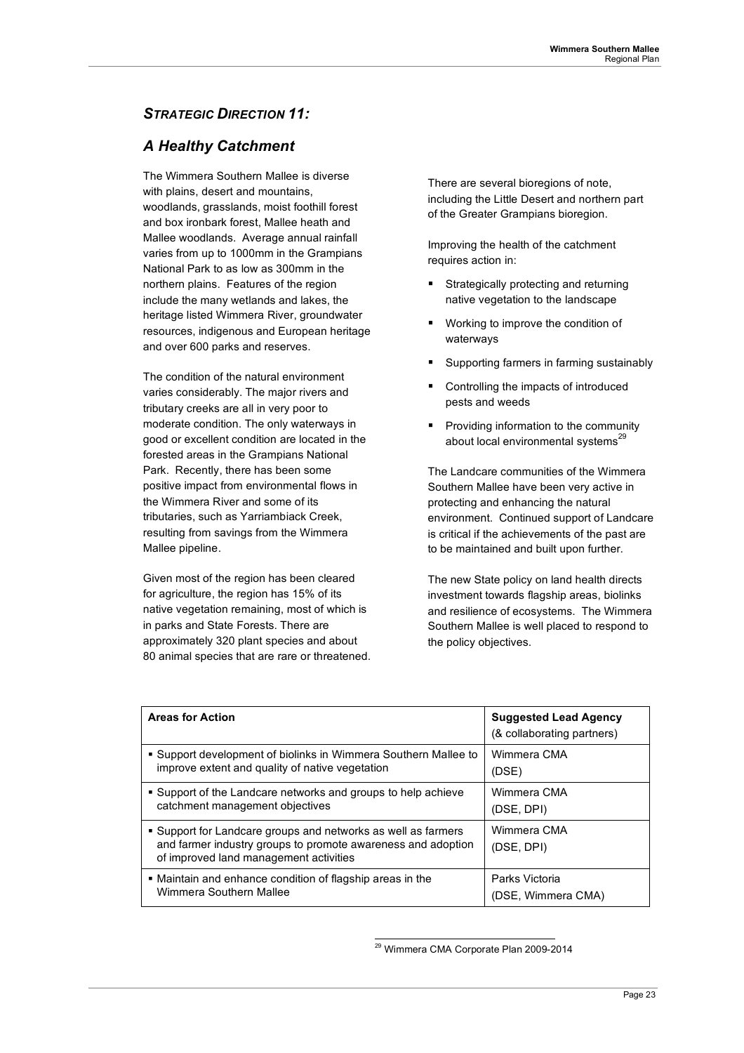## *STRATEGIC DIRECTION 11:*

## *A Healthy Catchment*

The Wimmera Southern Mallee is diverse with plains, desert and mountains, woodlands, grasslands, moist foothill forest and box ironbark forest, Mallee heath and Mallee woodlands. Average annual rainfall varies from up to 1000mm in the Grampians National Park to as low as 300mm in the northern plains. Features of the region include the many wetlands and lakes, the heritage listed Wimmera River, groundwater resources, indigenous and European heritage and over 600 parks and reserves.

The condition of the natural environment varies considerably. The major rivers and tributary creeks are all in very poor to moderate condition. The only waterways in good or excellent condition are located in the forested areas in the Grampians National Park. Recently, there has been some positive impact from environmental flows in the Wimmera River and some of its tributaries, such as Yarriambiack Creek, resulting from savings from the Wimmera Mallee pipeline.

Given most of the region has been cleared for agriculture, the region has 15% of its native vegetation remaining, most of which is in parks and State Forests. There are approximately 320 plant species and about 80 animal species that are rare or threatened.

There are several bioregions of note, including the Little Desert and northern part of the Greater Grampians bioregion.

Improving the health of the catchment requires action in:

- Strategically protecting and returning native vegetation to the landscape
- Working to improve the condition of waterways
- Supporting farmers in farming sustainably
- Controlling the impacts of introduced pests and weeds
- Providing information to the community about local environmental systems[29]

The Landcare communities of the Wimmera Southern Mallee have been very active in protecting and enhancing the natural environment. Continued support of Landcare is critical if the achievements of the past are to be maintained and built upon further.

The new State policy on land health directs investment towards flagship areas, biolinks and resilience of ecosystems. The Wimmera Southern Mallee is well placed to respond to the policy objectives.

| **Areas for Action** | **Suggested Lead Agency** (& collaborating partners) |
|---|---|
| ▪ Support development of biolinks in Wimmera Southern Mallee to improve extent and quality of native vegetation | Wimmera CMA (DSE) |
| ▪ Support of the Landcare networks and groups to help achieve catchment management objectives | Wimmera CMA (DSE, DPI) |
| ▪ Support for Landcare groups and networks as well as farmers and farmer industry groups to promote awareness and adoption of improved land management activities | Wimmera CMA (DSE, DPI) |
| ▪ Maintain and enhance condition of flagship areas in the Wimmera Southern Mallee | Parks Victoria (DSE, Wimmera CMA) |

[29] Wimmera CMA Corporate Plan 2009-2014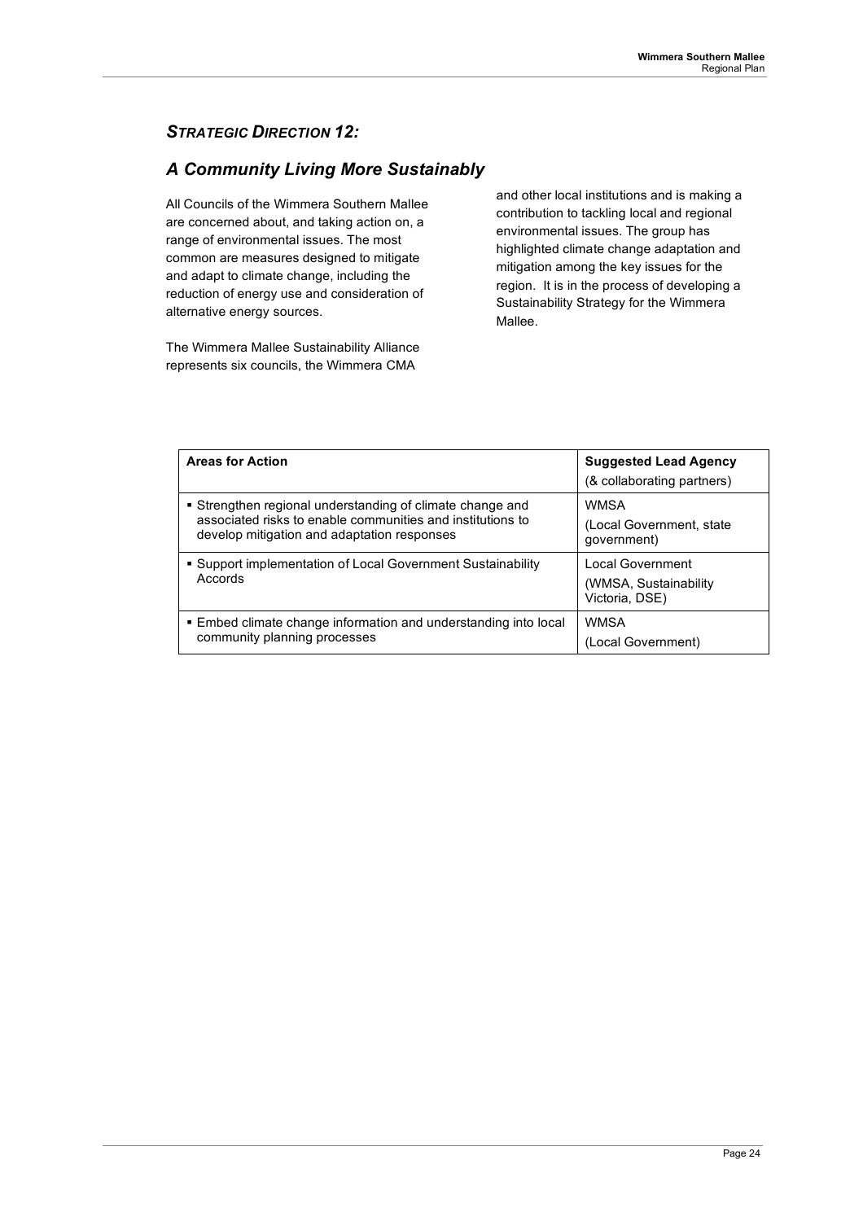## *Strategic Direction 12:*

## *A Community Living More Sustainably*

All Councils of the Wimmera Southern Mallee are concerned about, and taking action on, a range of environmental issues. The most common are measures designed to mitigate and adapt to climate change, including the reduction of energy use and consideration of alternative energy sources.

The Wimmera Mallee Sustainability Alliance represents six councils, the Wimmera CMA and other local institutions and is making a contribution to tackling local and regional environmental issues. The group has highlighted climate change adaptation and mitigation among the key issues for the region. It is in the process of developing a Sustainability Strategy for the Wimmera Mallee.

| **Areas for Action** | **Suggested Lead Agency** (& collaborating partners) |
|---|---|
| ▪ Strengthen regional understanding of climate change and associated risks to enable communities and institutions to develop mitigation and adaptation responses | WMSA (Local Government, state government) |
| ▪ Support implementation of Local Government Sustainability Accords | Local Government (WMSA, Sustainability Victoria, DSE) |
| ▪ Embed climate change information and understanding into local community planning processes | WMSA (Local Government) |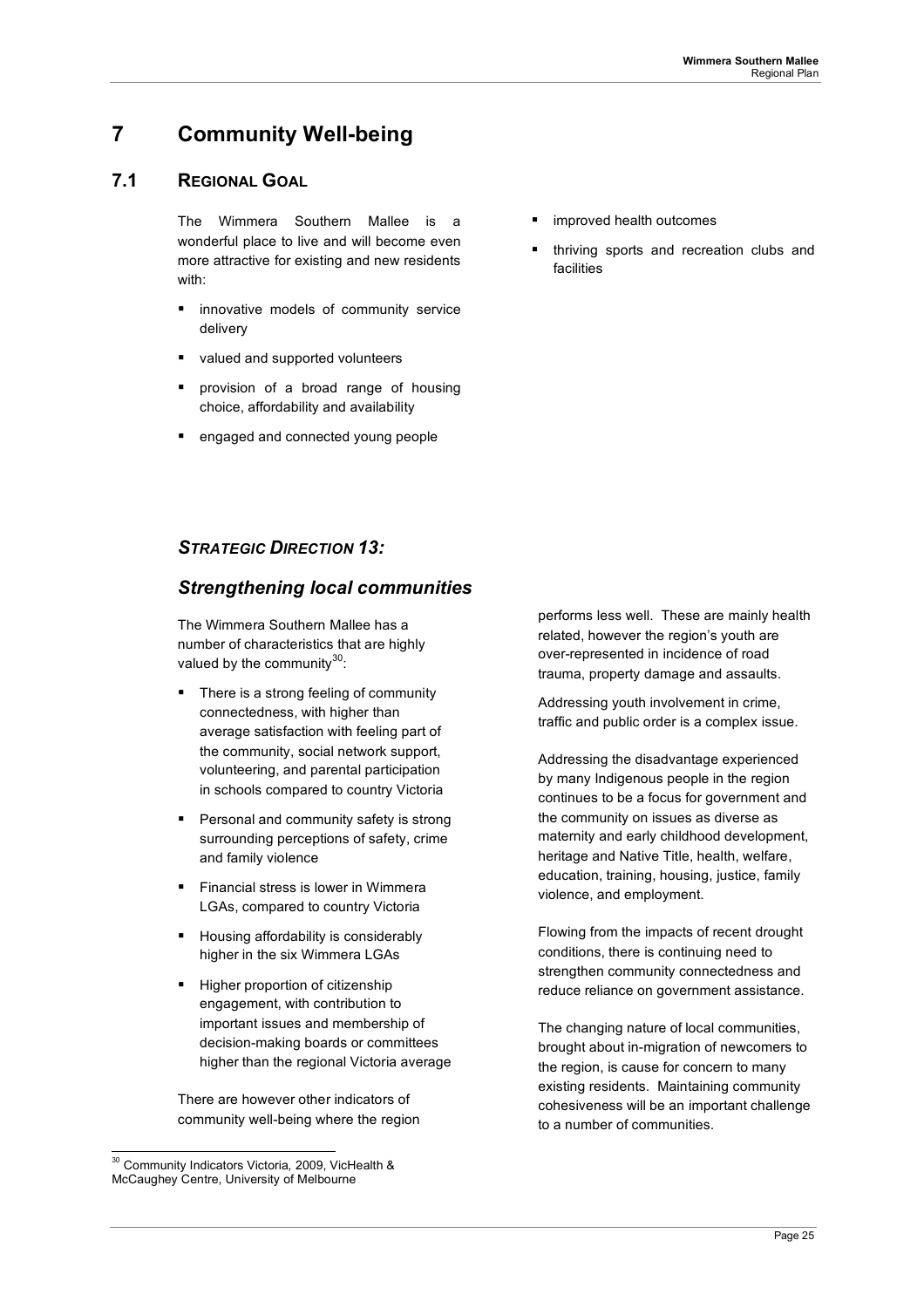# 7 Community Well-being

## 7.1 Regional Goal

The Wimmera Southern Mallee is a wonderful place to live and will become even more attractive for existing and new residents with:

- innovative models of community service delivery
- valued and supported volunteers
- provision of a broad range of housing choice, affordability and availability
- engaged and connected young people
- improved health outcomes
- thriving sports and recreation clubs and facilities

### *Strategic Direction 13:*

### *Strengthening local communities*

The Wimmera Southern Mallee has a number of characteristics that are highly valued by the community[30]:

- There is a strong feeling of community connectedness, with higher than average satisfaction with feeling part of the community, social network support, volunteering, and parental participation in schools compared to country Victoria
- Personal and community safety is strong surrounding perceptions of safety, crime and family violence
- Financial stress is lower in Wimmera LGAs, compared to country Victoria
- Housing affordability is considerably higher in the six Wimmera LGAs
- Higher proportion of citizenship engagement, with contribution to important issues and membership of decision-making boards or committees higher than the regional Victoria average

There are however other indicators of community well-being where the region performs less well. These are mainly health related, however the region's youth are over-represented in incidence of road trauma, property damage and assaults.

Addressing youth involvement in crime, traffic and public order is a complex issue.

Addressing the disadvantage experienced by many Indigenous people in the region continues to be a focus for government and the community on issues as diverse as maternity and early childhood development, heritage and Native Title, health, welfare, education, training, housing, justice, family violence, and employment.

Flowing from the impacts of recent drought conditions, there is continuing need to strengthen community connectedness and reduce reliance on government assistance.

The changing nature of local communities, brought about in-migration of newcomers to the region, is cause for concern to many existing residents. Maintaining community cohesiveness will be an important challenge to a number of communities.

[30] Community Indicators Victoria, 2009, VicHealth & McCaughey Centre, University of Melbourne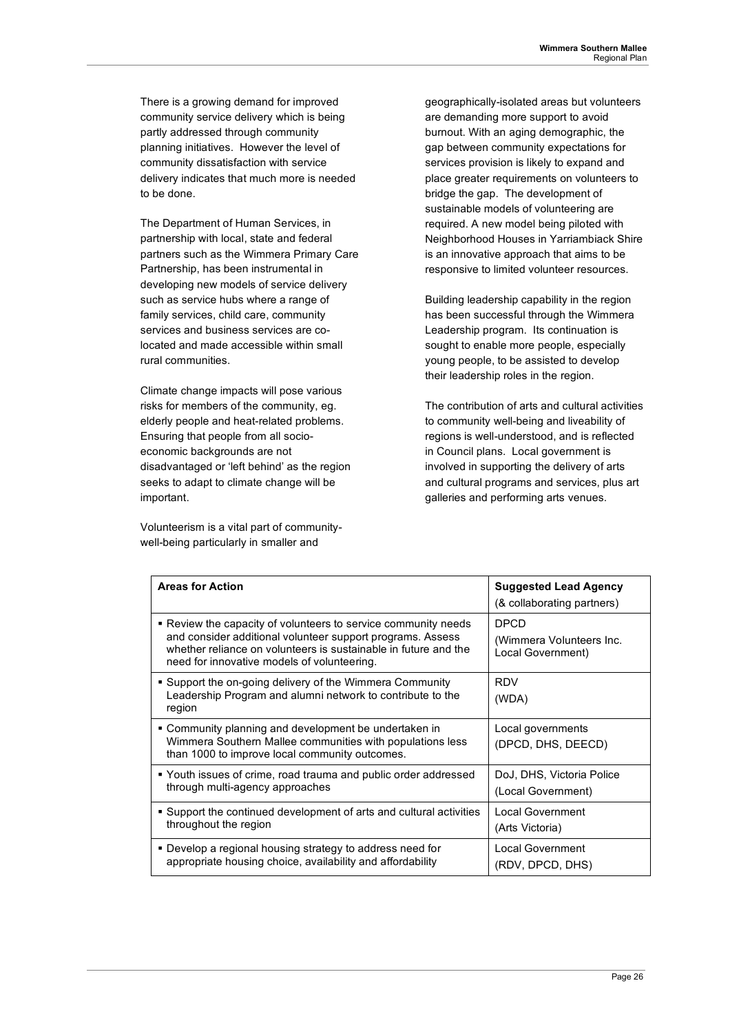There is a growing demand for improved community service delivery which is being partly addressed through community planning initiatives. However the level of community dissatisfaction with service delivery indicates that much more is needed to be done.

The Department of Human Services, in partnership with local, state and federal partners such as the Wimmera Primary Care Partnership, has been instrumental in developing new models of service delivery such as service hubs where a range of family services, child care, community services and business services are co-located and made accessible within small rural communities.

Climate change impacts will pose various risks for members of the community, eg. elderly people and heat-related problems. Ensuring that people from all socio-economic backgrounds are not disadvantaged or 'left behind' as the region seeks to adapt to climate change will be important.

Volunteerism is a vital part of community-well-being particularly in smaller and geographically-isolated areas but volunteers are demanding more support to avoid burnout. With an aging demographic, the gap between community expectations for services provision is likely to expand and place greater requirements on volunteers to bridge the gap. The development of sustainable models of volunteering are required. A new model being piloted with Neighborhood Houses in Yarriambiack Shire is an innovative approach that aims to be responsive to limited volunteer resources.

Building leadership capability in the region has been successful through the Wimmera Leadership program. Its continuation is sought to enable more people, especially young people, to be assisted to develop their leadership roles in the region.

The contribution of arts and cultural activities to community well-being and liveability of regions is well-understood, and is reflected in Council plans. Local government is involved in supporting the delivery of arts and cultural programs and services, plus art galleries and performing arts venues.

| **Areas for Action** | **Suggested Lead Agency** (& collaborating partners) |
|---|---|
| ▪ Review the capacity of volunteers to service community needs and consider additional volunteer support programs. Assess whether reliance on volunteers is sustainable in future and the need for innovative models of volunteering. | DPCD (Wimmera Volunteers Inc. Local Government) |
| ▪ Support the on-going delivery of the Wimmera Community Leadership Program and alumni network to contribute to the region | RDV (WDA) |
| ▪ Community planning and development be undertaken in Wimmera Southern Mallee communities with populations less than 1000 to improve local community outcomes. | Local governments (DPCD, DHS, DEECD) |
| ▪ Youth issues of crime, road trauma and public order addressed through multi-agency approaches | DoJ, DHS, Victoria Police (Local Government) |
| ▪ Support the continued development of arts and cultural activities throughout the region | Local Government (Arts Victoria) |
| ▪ Develop a regional housing strategy to address need for appropriate housing choice, availability and affordability | Local Government (RDV, DPCD, DHS) |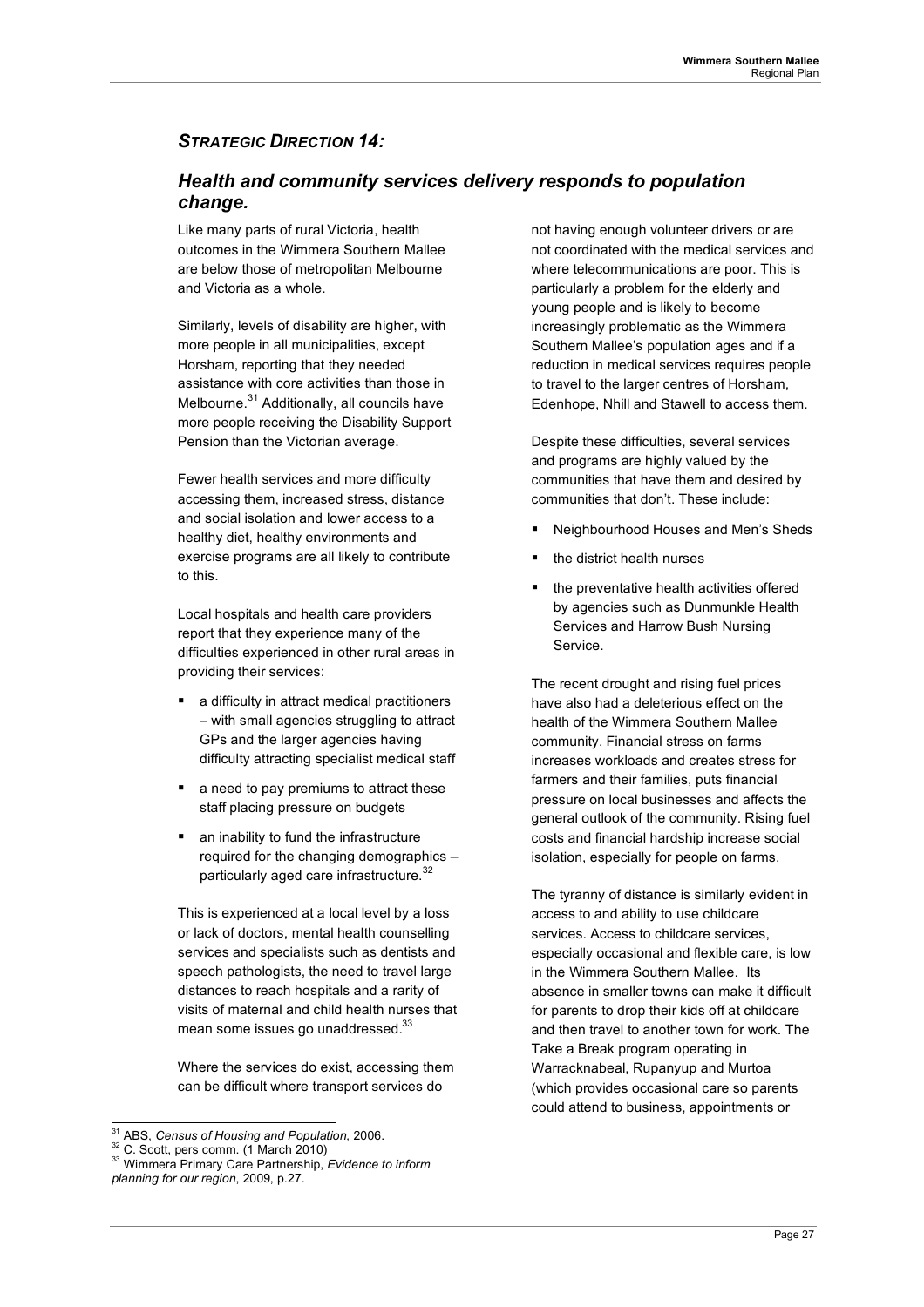## *STRATEGIC DIRECTION 14:*

### *Health and community services delivery responds to population change.*

Like many parts of rural Victoria, health outcomes in the Wimmera Southern Mallee are below those of metropolitan Melbourne and Victoria as a whole.

Similarly, levels of disability are higher, with more people in all municipalities, except Horsham, reporting that they needed assistance with core activities than those in Melbourne.[31] Additionally, all councils have more people receiving the Disability Support Pension than the Victorian average.

Fewer health services and more difficulty accessing them, increased stress, distance and social isolation and lower access to a healthy diet, healthy environments and exercise programs are all likely to contribute to this.

Local hospitals and health care providers report that they experience many of the difficulties experienced in other rural areas in providing their services:

- a difficulty in attract medical practitioners – with small agencies struggling to attract GPs and the larger agencies having difficulty attracting specialist medical staff
- a need to pay premiums to attract these staff placing pressure on budgets
- an inability to fund the infrastructure required for the changing demographics – particularly aged care infrastructure.[32]

This is experienced at a local level by a loss or lack of doctors, mental health counselling services and specialists such as dentists and speech pathologists, the need to travel large distances to reach hospitals and a rarity of visits of maternal and child health nurses that mean some issues go unaddressed.[33]

Where the services do exist, accessing them can be difficult where transport services do not having enough volunteer drivers or are not coordinated with the medical services and where telecommunications are poor. This is particularly a problem for the elderly and young people and is likely to become increasingly problematic as the Wimmera Southern Mallee's population ages and if a reduction in medical services requires people to travel to the larger centres of Horsham, Edenhope, Nhill and Stawell to access them.

Despite these difficulties, several services and programs are highly valued by the communities that have them and desired by communities that don't. These include:

- Neighbourhood Houses and Men's Sheds
- the district health nurses
- the preventative health activities offered by agencies such as Dunmunkle Health Services and Harrow Bush Nursing Service.

The recent drought and rising fuel prices have also had a deleterious effect on the health of the Wimmera Southern Mallee community. Financial stress on farms increases workloads and creates stress for farmers and their families, puts financial pressure on local businesses and affects the general outlook of the community. Rising fuel costs and financial hardship increase social isolation, especially for people on farms.

The tyranny of distance is similarly evident in access to and ability to use childcare services. Access to childcare services, especially occasional and flexible care, is low in the Wimmera Southern Mallee. Its absence in smaller towns can make it difficult for parents to drop their kids off at childcare and then travel to another town for work. The Take a Break program operating in Warracknabeal, Rupanyup and Murtoa (which provides occasional care so parents could attend to business, appointments or

---

[31] ABS, *Census of Housing and Population,* 2006.

[32] C. Scott, pers comm. (1 March 2010)

[33] Wimmera Primary Care Partnership, *Evidence to inform planning for our region*, 2009, p.27.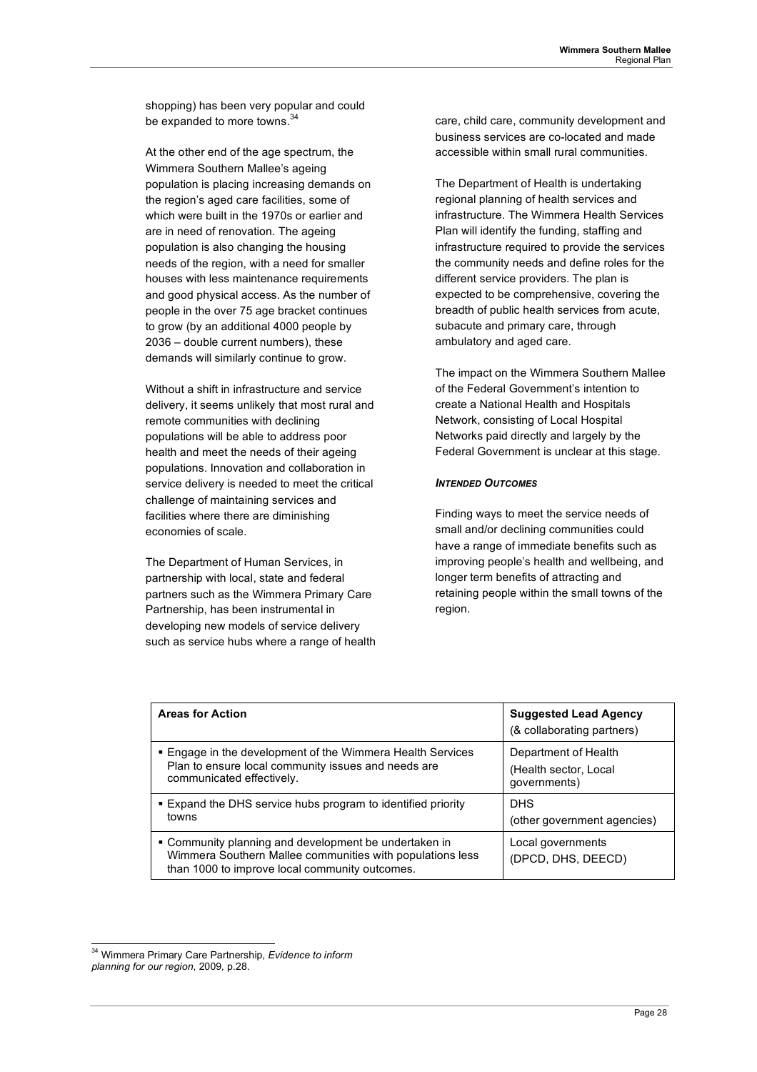shopping) has been very popular and could be expanded to more towns.[34]

At the other end of the age spectrum, the Wimmera Southern Mallee's ageing population is placing increasing demands on the region's aged care facilities, some of which were built in the 1970s or earlier and are in need of renovation. The ageing population is also changing the housing needs of the region, with a need for smaller houses with less maintenance requirements and good physical access. As the number of people in the over 75 age bracket continues to grow (by an additional 4000 people by 2036 – double current numbers), these demands will similarly continue to grow.

Without a shift in infrastructure and service delivery, it seems unlikely that most rural and remote communities with declining populations will be able to address poor health and meet the needs of their ageing populations. Innovation and collaboration in service delivery is needed to meet the critical challenge of maintaining services and facilities where there are diminishing economies of scale.

The Department of Human Services, in partnership with local, state and federal partners such as the Wimmera Primary Care Partnership, has been instrumental in developing new models of service delivery such as service hubs where a range of health care, child care, community development and business services are co-located and made accessible within small rural communities.

The Department of Health is undertaking regional planning of health services and infrastructure. The Wimmera Health Services Plan will identify the funding, staffing and infrastructure required to provide the services the community needs and define roles for the different service providers. The plan is expected to be comprehensive, covering the breadth of public health services from acute, subacute and primary care, through ambulatory and aged care.

The impact on the Wimmera Southern Mallee of the Federal Government's intention to create a National Health and Hospitals Network, consisting of Local Hospital Networks paid directly and largely by the Federal Government is unclear at this stage.

***Intended Outcomes***

Finding ways to meet the service needs of small and/or declining communities could have a range of immediate benefits such as improving people's health and wellbeing, and longer term benefits of attracting and retaining people within the small towns of the region.

| **Areas for Action** | **Suggested Lead Agency** (& collaborating partners) |
|---|---|
| ▪ Engage in the development of the Wimmera Health Services Plan to ensure local community issues and needs are communicated effectively. | Department of Health (Health sector, Local governments) |
| ▪ Expand the DHS service hubs program to identified priority towns | DHS (other government agencies) |
| ▪ Community planning and development be undertaken in Wimmera Southern Mallee communities with populations less than 1000 to improve local community outcomes. | Local governments (DPCD, DHS, DEECD) |

[34] Wimmera Primary Care Partnership, *Evidence to inform planning for our region*, 2009, p.28.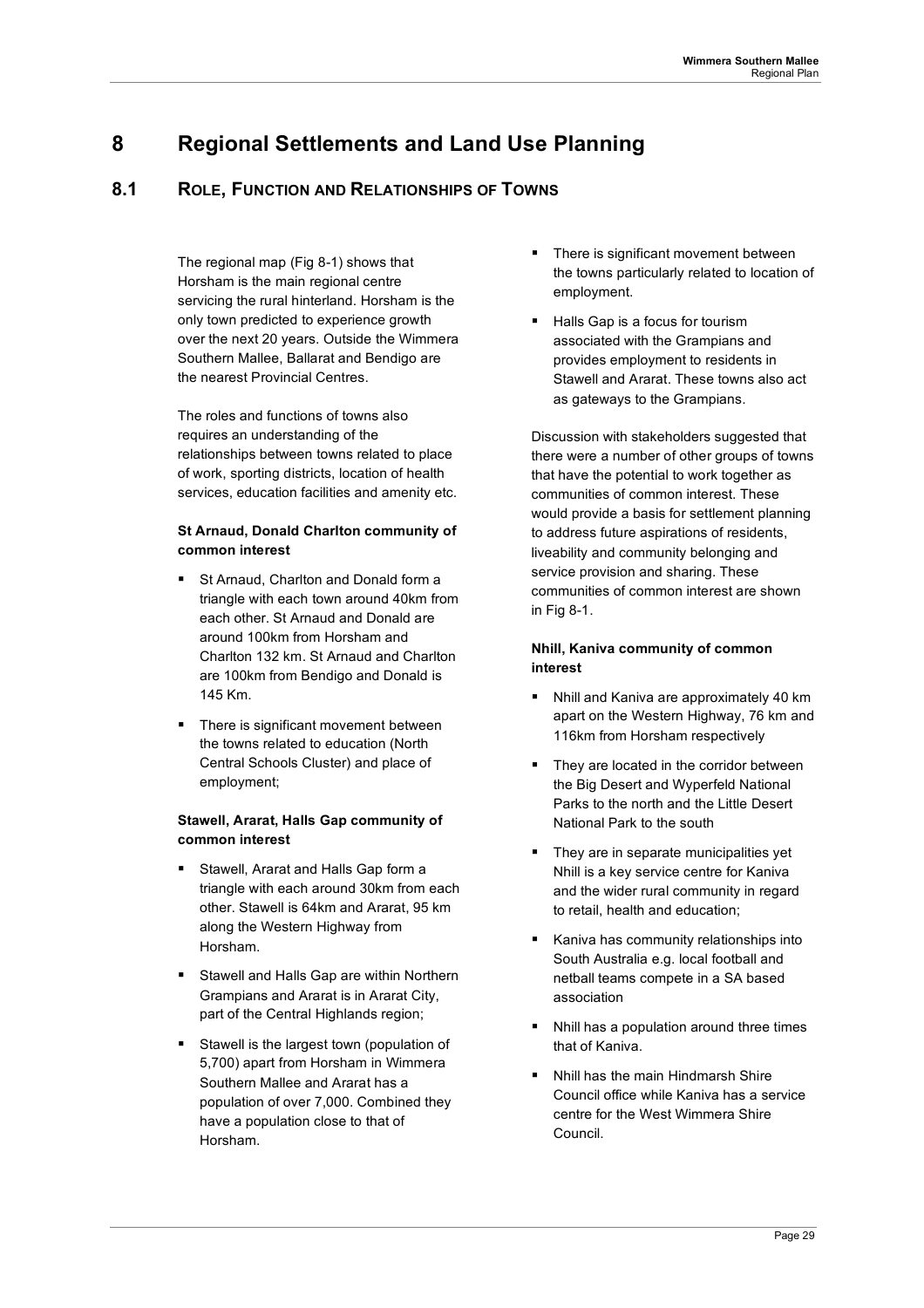# 8 Regional Settlements and Land Use Planning

## 8.1 Role, Function and Relationships of Towns

The regional map (Fig 8-1) shows that Horsham is the main regional centre servicing the rural hinterland. Horsham is the only town predicted to experience growth over the next 20 years. Outside the Wimmera Southern Mallee, Ballarat and Bendigo are the nearest Provincial Centres.

The roles and functions of towns also requires an understanding of the relationships between towns related to place of work, sporting districts, location of health services, education facilities and amenity etc.

**St Arnaud, Donald Charlton community of common interest**

- St Arnaud, Charlton and Donald form a triangle with each town around 40km from each other. St Arnaud and Donald are around 100km from Horsham and Charlton 132 km. St Arnaud and Charlton are 100km from Bendigo and Donald is 145 Km.
- There is significant movement between the towns related to education (North Central Schools Cluster) and place of employment;

**Stawell, Ararat, Halls Gap community of common interest**

- Stawell, Ararat and Halls Gap form a triangle with each around 30km from each other. Stawell is 64km and Ararat, 95 km along the Western Highway from Horsham.
- Stawell and Halls Gap are within Northern Grampians and Ararat is in Ararat City, part of the Central Highlands region;
- Stawell is the largest town (population of 5,700) apart from Horsham in Wimmera Southern Mallee and Ararat has a population of over 7,000. Combined they have a population close to that of Horsham.
- There is significant movement between the towns particularly related to location of employment.
- Halls Gap is a focus for tourism associated with the Grampians and provides employment to residents in Stawell and Ararat. These towns also act as gateways to the Grampians.

Discussion with stakeholders suggested that there were a number of other groups of towns that have the potential to work together as communities of common interest. These would provide a basis for settlement planning to address future aspirations of residents, liveability and community belonging and service provision and sharing. These communities of common interest are shown in Fig 8-1.

**Nhill, Kaniva community of common interest**

- Nhill and Kaniva are approximately 40 km apart on the Western Highway, 76 km and 116km from Horsham respectively
- They are located in the corridor between the Big Desert and Wyperfeld National Parks to the north and the Little Desert National Park to the south
- They are in separate municipalities yet Nhill is a key service centre for Kaniva and the wider rural community in regard to retail, health and education;
- Kaniva has community relationships into South Australia e.g. local football and netball teams compete in a SA based association
- Nhill has a population around three times that of Kaniva.
- Nhill has the main Hindmarsh Shire Council office while Kaniva has a service centre for the West Wimmera Shire Council.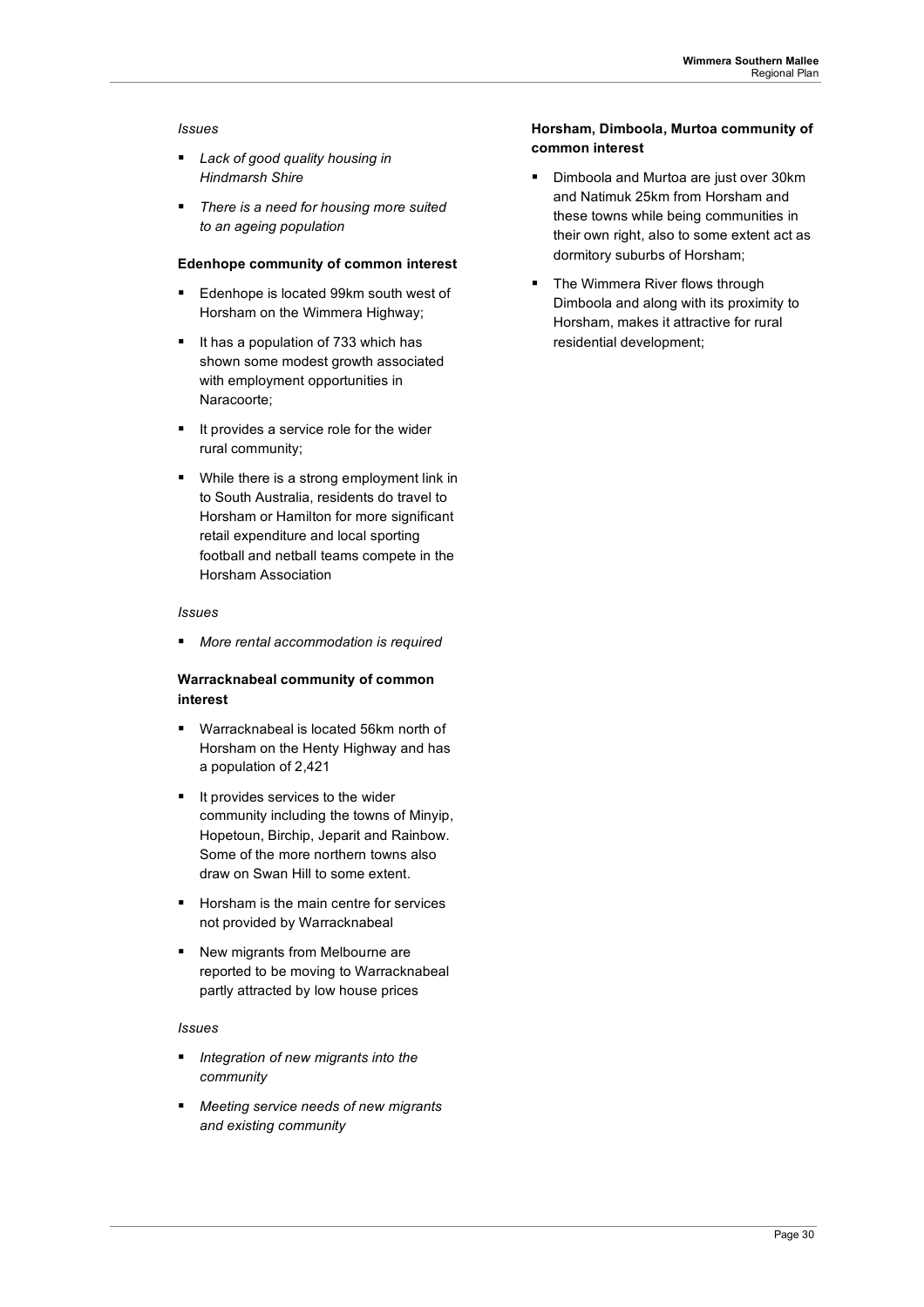*Issues*

- *Lack of good quality housing in Hindmarsh Shire*
- *There is a need for housing more suited to an ageing population*

**Edenhope community of common interest**

- Edenhope is located 99km south west of Horsham on the Wimmera Highway;
- It has a population of 733 which has shown some modest growth associated with employment opportunities in Naracoorte;
- It provides a service role for the wider rural community;
- While there is a strong employment link in to South Australia, residents do travel to Horsham or Hamilton for more significant retail expenditure and local sporting football and netball teams compete in the Horsham Association

*Issues*

- *More rental accommodation is required*

**Warracknabeal community of common interest**

- Warracknabeal is located 56km north of Horsham on the Henty Highway and has a population of 2,421
- It provides services to the wider community including the towns of Minyip, Hopetoun, Birchip, Jeparit and Rainbow. Some of the more northern towns also draw on Swan Hill to some extent.
- Horsham is the main centre for services not provided by Warracknabeal
- New migrants from Melbourne are reported to be moving to Warracknabeal partly attracted by low house prices

*Issues*

- *Integration of new migrants into the community*
- *Meeting service needs of new migrants and existing community*

**Horsham, Dimboola, Murtoa community of common interest**

- Dimboola and Murtoa are just over 30km and Natimuk 25km from Horsham and these towns while being communities in their own right, also to some extent act as dormitory suburbs of Horsham;
- The Wimmera River flows through Dimboola and along with its proximity to Horsham, makes it attractive for rural residential development;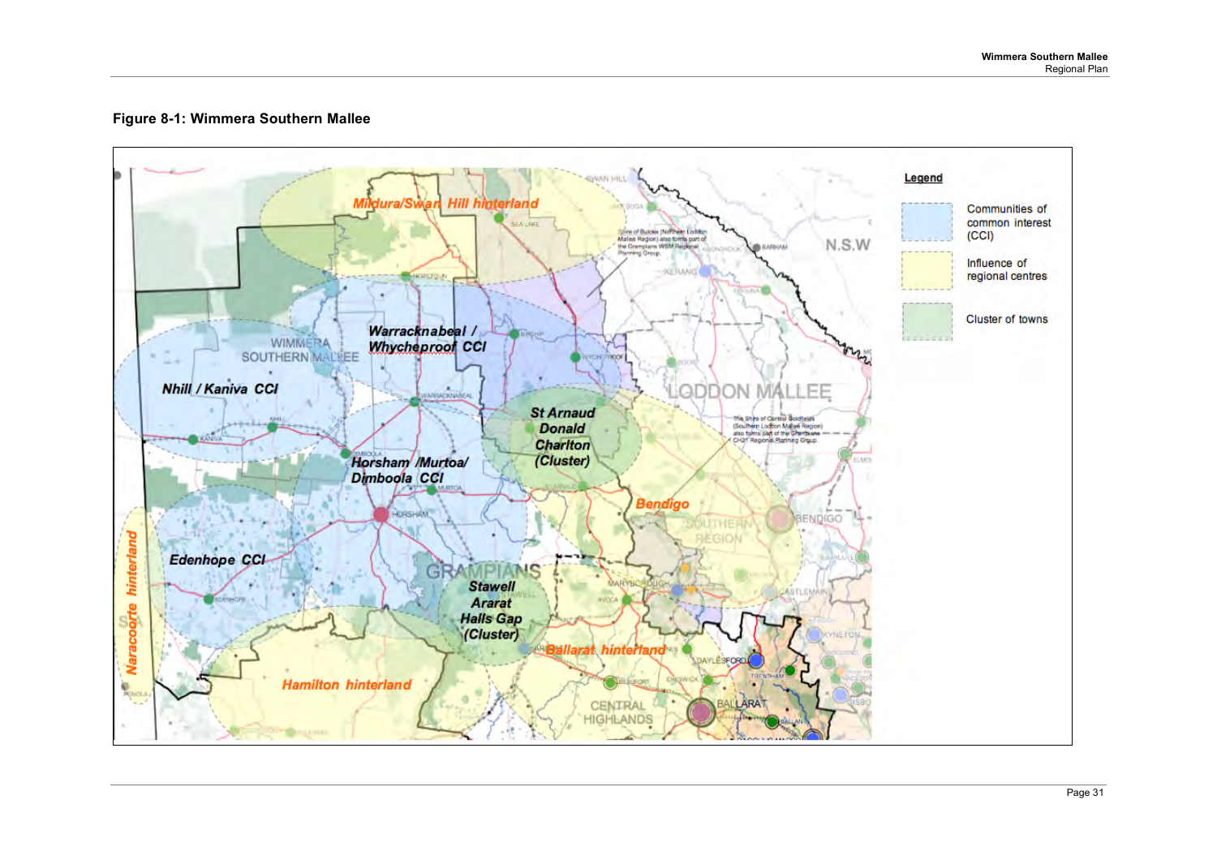**Figure 8-1: Wimmera Southern Mallee**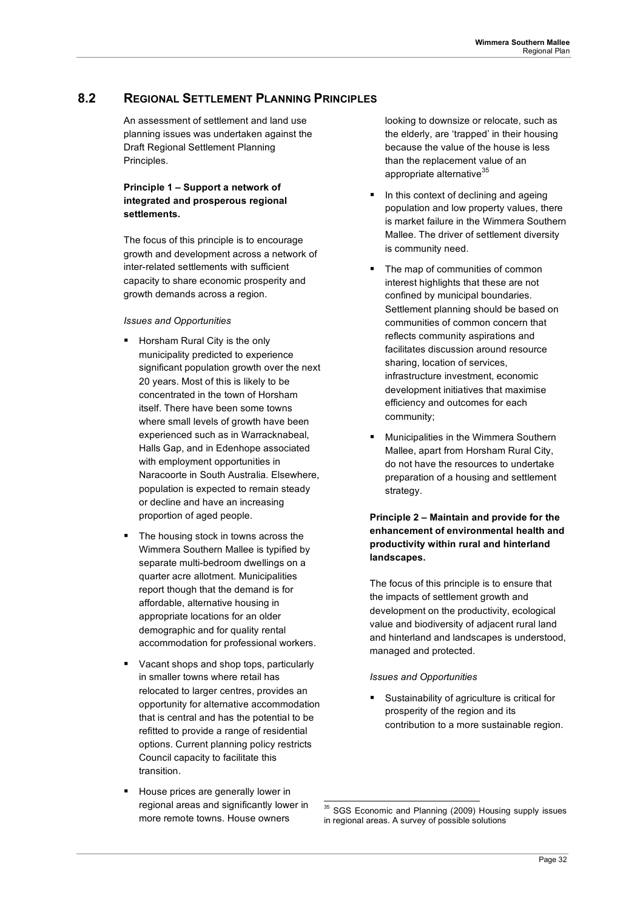## 8.2 Regional Settlement Planning Principles

An assessment of settlement and land use planning issues was undertaken against the Draft Regional Settlement Planning Principles.

**Principle 1 – Support a network of integrated and prosperous regional settlements.**

The focus of this principle is to encourage growth and development across a network of inter-related settlements with sufficient capacity to share economic prosperity and growth demands across a region.

*Issues and Opportunities*

- Horsham Rural City is the only municipality predicted to experience significant population growth over the next 20 years. Most of this is likely to be concentrated in the town of Horsham itself. There have been some towns where small levels of growth have been experienced such as in Warracknabeal, Halls Gap, and in Edenhope associated with employment opportunities in Naracoorte in South Australia. Elsewhere, population is expected to remain steady or decline and have an increasing proportion of aged people.
- The housing stock in towns across the Wimmera Southern Mallee is typified by separate multi-bedroom dwellings on a quarter acre allotment. Municipalities report though that the demand is for affordable, alternative housing in appropriate locations for an older demographic and for quality rental accommodation for professional workers.
- Vacant shops and shop tops, particularly in smaller towns where retail has relocated to larger centres, provides an opportunity for alternative accommodation that is central and has the potential to be refitted to provide a range of residential options. Current planning policy restricts Council capacity to facilitate this transition.
- House prices are generally lower in regional areas and significantly lower in more remote towns. House owners looking to downsize or relocate, such as the elderly, are 'trapped' in their housing because the value of the house is less than the replacement value of an appropriate alternative[35]
- In this context of declining and ageing population and low property values, there is market failure in the Wimmera Southern Mallee. The driver of settlement diversity is community need.
- The map of communities of common interest highlights that these are not confined by municipal boundaries. Settlement planning should be based on communities of common concern that reflects community aspirations and facilitates discussion around resource sharing, location of services, infrastructure investment, economic development initiatives that maximise efficiency and outcomes for each community;
- Municipalities in the Wimmera Southern Mallee, apart from Horsham Rural City, do not have the resources to undertake preparation of a housing and settlement strategy.

**Principle 2 – Maintain and provide for the enhancement of environmental health and productivity within rural and hinterland landscapes.**

The focus of this principle is to ensure that the impacts of settlement growth and development on the productivity, ecological value and biodiversity of adjacent rural land and hinterland and landscapes is understood, managed and protected.

*Issues and Opportunities*

- Sustainability of agriculture is critical for prosperity of the region and its contribution to a more sustainable region.

[35] SGS Economic and Planning (2009) Housing supply issues in regional areas. A survey of possible solutions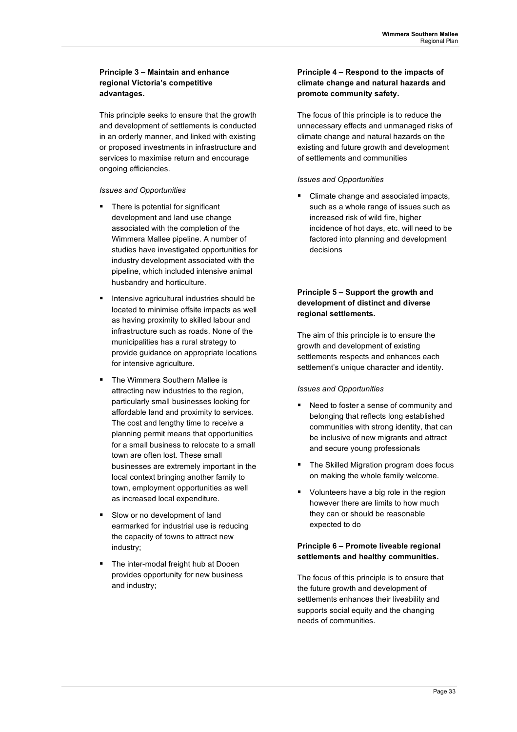**Principle 3 – Maintain and enhance regional Victoria's competitive advantages.**

This principle seeks to ensure that the growth and development of settlements is conducted in an orderly manner, and linked with existing or proposed investments in infrastructure and services to maximise return and encourage ongoing efficiencies.

*Issues and Opportunities*

- There is potential for significant development and land use change associated with the completion of the Wimmera Mallee pipeline. A number of studies have investigated opportunities for industry development associated with the pipeline, which included intensive animal husbandry and horticulture.
- Intensive agricultural industries should be located to minimise offsite impacts as well as having proximity to skilled labour and infrastructure such as roads. None of the municipalities has a rural strategy to provide guidance on appropriate locations for intensive agriculture.
- The Wimmera Southern Mallee is attracting new industries to the region, particularly small businesses looking for affordable land and proximity to services. The cost and lengthy time to receive a planning permit means that opportunities for a small business to relocate to a small town are often lost. These small businesses are extremely important in the local context bringing another family to town, employment opportunities as well as increased local expenditure.
- Slow or no development of land earmarked for industrial use is reducing the capacity of towns to attract new industry;
- The inter-modal freight hub at Dooen provides opportunity for new business and industry;

**Principle 4 – Respond to the impacts of climate change and natural hazards and promote community safety.**

The focus of this principle is to reduce the unnecessary effects and unmanaged risks of climate change and natural hazards on the existing and future growth and development of settlements and communities

*Issues and Opportunities*

- Climate change and associated impacts, such as a whole range of issues such as increased risk of wild fire, higher incidence of hot days, etc. will need to be factored into planning and development decisions

**Principle 5 – Support the growth and development of distinct and diverse regional settlements.**

The aim of this principle is to ensure the growth and development of existing settlements respects and enhances each settlement's unique character and identity.

*Issues and Opportunities*

- Need to foster a sense of community and belonging that reflects long established communities with strong identity, that can be inclusive of new migrants and attract and secure young professionals
- The Skilled Migration program does focus on making the whole family welcome.
- Volunteers have a big role in the region however there are limits to how much they can or should be reasonable expected to do

**Principle 6 – Promote liveable regional settlements and healthy communities.**

The focus of this principle is to ensure that the future growth and development of settlements enhances their liveability and supports social equity and the changing needs of communities.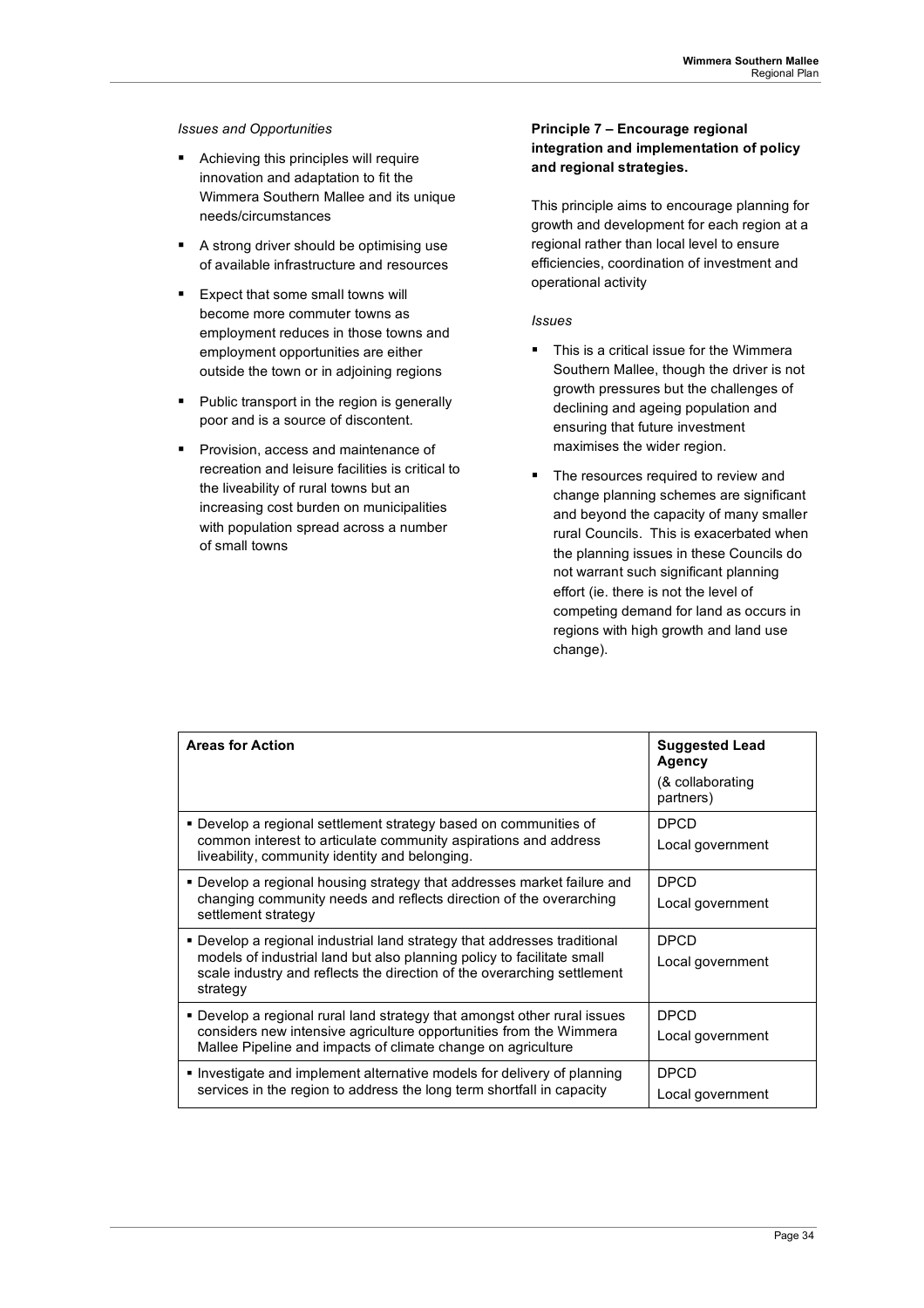*Issues and Opportunities*

- Achieving this principles will require innovation and adaptation to fit the Wimmera Southern Mallee and its unique needs/circumstances
- A strong driver should be optimising use of available infrastructure and resources
- Expect that some small towns will become more commuter towns as employment reduces in those towns and employment opportunities are either outside the town or in adjoining regions
- Public transport in the region is generally poor and is a source of discontent.
- Provision, access and maintenance of recreation and leisure facilities is critical to the liveability of rural towns but an increasing cost burden on municipalities with population spread across a number of small towns

**Principle 7 – Encourage regional integration and implementation of policy and regional strategies.**

This principle aims to encourage planning for growth and development for each region at a regional rather than local level to ensure efficiencies, coordination of investment and operational activity

*Issues*

- This is a critical issue for the Wimmera Southern Mallee, though the driver is not growth pressures but the challenges of declining and ageing population and ensuring that future investment maximises the wider region.
- The resources required to review and change planning schemes are significant and beyond the capacity of many smaller rural Councils. This is exacerbated when the planning issues in these Councils do not warrant such significant planning effort (ie. there is not the level of competing demand for land as occurs in regions with high growth and land use change).

| **Areas for Action** | **Suggested Lead Agency** (& collaborating partners) |
|---|---|
| ▪ Develop a regional settlement strategy based on communities of common interest to articulate community aspirations and address liveability, community identity and belonging. | DPCD<br>Local government |
| ▪ Develop a regional housing strategy that addresses market failure and changing community needs and reflects direction of the overarching settlement strategy | DPCD<br>Local government |
| ▪ Develop a regional industrial land strategy that addresses traditional models of industrial land but also planning policy to facilitate small scale industry and reflects the direction of the overarching settlement strategy | DPCD<br>Local government |
| ▪ Develop a regional rural land strategy that amongst other rural issues considers new intensive agriculture opportunities from the Wimmera Mallee Pipeline and impacts of climate change on agriculture | DPCD<br>Local government |
| ▪ Investigate and implement alternative models for delivery of planning services in the region to address the long term shortfall in capacity | DPCD<br>Local government |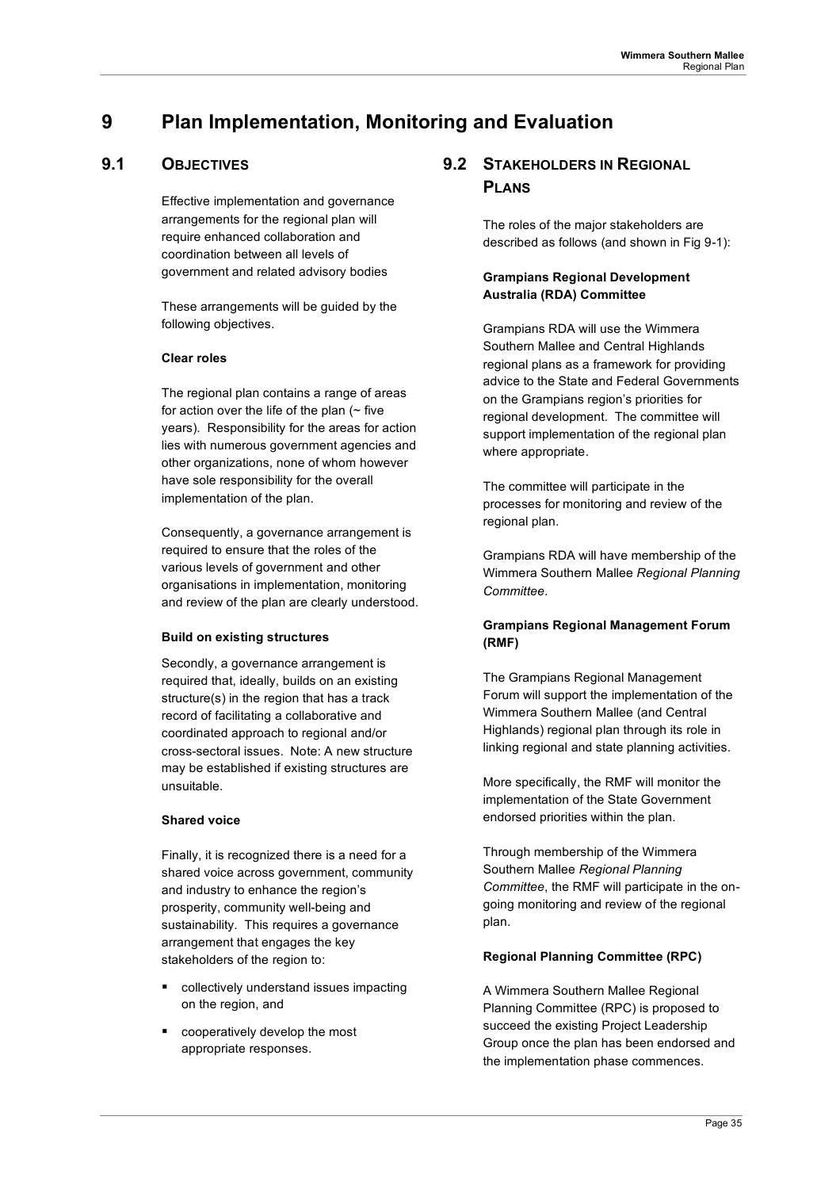# 9 Plan Implementation, Monitoring and Evaluation

## 9.1 Objectives

Effective implementation and governance arrangements for the regional plan will require enhanced collaboration and coordination between all levels of government and related advisory bodies

These arrangements will be guided by the following objectives.

**Clear roles**

The regional plan contains a range of areas for action over the life of the plan (~ five years). Responsibility for the areas for action lies with numerous government agencies and other organizations, none of whom however have sole responsibility for the overall implementation of the plan.

Consequently, a governance arrangement is required to ensure that the roles of the various levels of government and other organisations in implementation, monitoring and review of the plan are clearly understood.

**Build on existing structures**

Secondly, a governance arrangement is required that, ideally, builds on an existing structure(s) in the region that has a track record of facilitating a collaborative and coordinated approach to regional and/or cross-sectoral issues. Note: A new structure may be established if existing structures are unsuitable.

**Shared voice**

Finally, it is recognized there is a need for a shared voice across government, community and industry to enhance the region's prosperity, community well-being and sustainability. This requires a governance arrangement that engages the key stakeholders of the region to:

- collectively understand issues impacting on the region, and
- cooperatively develop the most appropriate responses.

## 9.2 Stakeholders in Regional Plans

The roles of the major stakeholders are described as follows (and shown in Fig 9-1):

**Grampians Regional Development Australia (RDA) Committee**

Grampians RDA will use the Wimmera Southern Mallee and Central Highlands regional plans as a framework for providing advice to the State and Federal Governments on the Grampians region's priorities for regional development. The committee will support implementation of the regional plan where appropriate.

The committee will participate in the processes for monitoring and review of the regional plan.

Grampians RDA will have membership of the Wimmera Southern Mallee *Regional Planning Committee*.

**Grampians Regional Management Forum (RMF)**

The Grampians Regional Management Forum will support the implementation of the Wimmera Southern Mallee (and Central Highlands) regional plan through its role in linking regional and state planning activities.

More specifically, the RMF will monitor the implementation of the State Government endorsed priorities within the plan.

Through membership of the Wimmera Southern Mallee *Regional Planning Committee*, the RMF will participate in the on-going monitoring and review of the regional plan.

**Regional Planning Committee (RPC)**

A Wimmera Southern Mallee Regional Planning Committee (RPC) is proposed to succeed the existing Project Leadership Group once the plan has been endorsed and the implementation phase commences.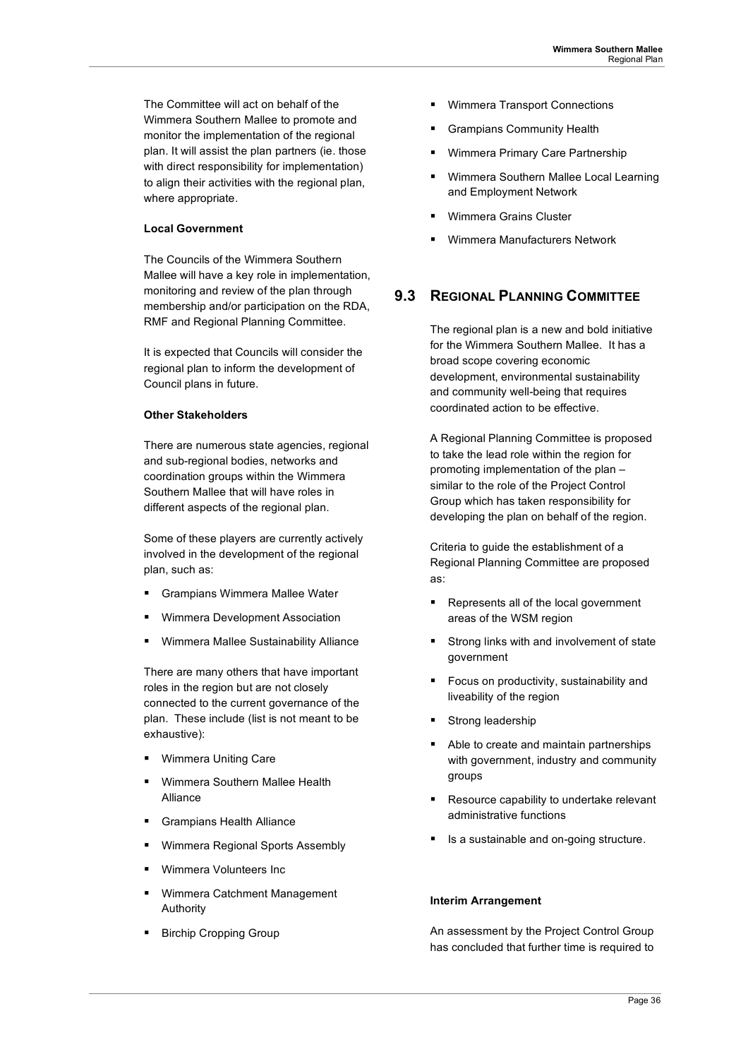The Committee will act on behalf of the Wimmera Southern Mallee to promote and monitor the implementation of the regional plan. It will assist the plan partners (ie. those with direct responsibility for implementation) to align their activities with the regional plan, where appropriate.

**Local Government**

The Councils of the Wimmera Southern Mallee will have a key role in implementation, monitoring and review of the plan through membership and/or participation on the RDA, RMF and Regional Planning Committee.

It is expected that Councils will consider the regional plan to inform the development of Council plans in future.

**Other Stakeholders**

There are numerous state agencies, regional and sub-regional bodies, networks and coordination groups within the Wimmera Southern Mallee that will have roles in different aspects of the regional plan.

Some of these players are currently actively involved in the development of the regional plan, such as:

- Grampians Wimmera Mallee Water
- Wimmera Development Association
- Wimmera Mallee Sustainability Alliance

There are many others that have important roles in the region but are not closely connected to the current governance of the plan. These include (list is not meant to be exhaustive):

- Wimmera Uniting Care
- Wimmera Southern Mallee Health Alliance
- Grampians Health Alliance
- Wimmera Regional Sports Assembly
- Wimmera Volunteers Inc
- Wimmera Catchment Management Authority
- Birchip Cropping Group
- Wimmera Transport Connections
- Grampians Community Health
- Wimmera Primary Care Partnership
- Wimmera Southern Mallee Local Learning and Employment Network
- Wimmera Grains Cluster
- Wimmera Manufacturers Network

## 9.3 Regional Planning Committee

The regional plan is a new and bold initiative for the Wimmera Southern Mallee. It has a broad scope covering economic development, environmental sustainability and community well-being that requires coordinated action to be effective.

A Regional Planning Committee is proposed to take the lead role within the region for promoting implementation of the plan – similar to the role of the Project Control Group which has taken responsibility for developing the plan on behalf of the region.

Criteria to guide the establishment of a Regional Planning Committee are proposed as:

- Represents all of the local government areas of the WSM region
- Strong links with and involvement of state government
- Focus on productivity, sustainability and liveability of the region
- Strong leadership
- Able to create and maintain partnerships with government, industry and community groups
- Resource capability to undertake relevant administrative functions
- Is a sustainable and on-going structure.

**Interim Arrangement**

An assessment by the Project Control Group has concluded that further time is required to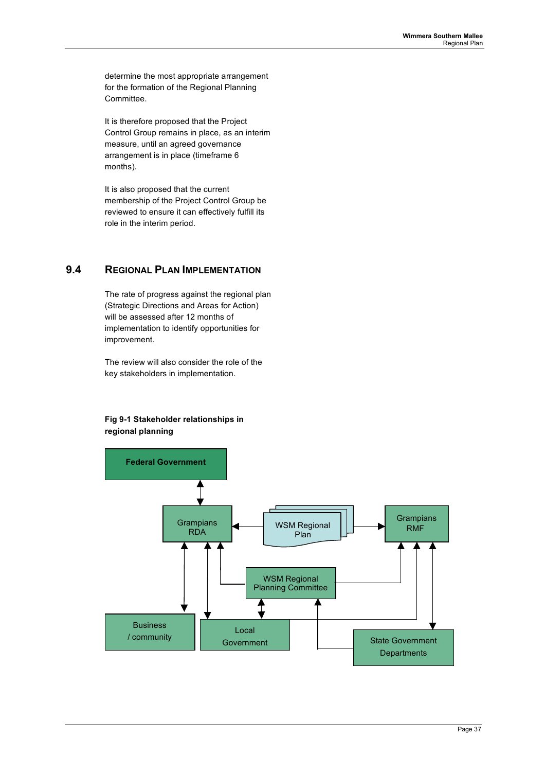determine the most appropriate arrangement for the formation of the Regional Planning Committee.

It is therefore proposed that the Project Control Group remains in place, as an interim measure, until an agreed governance arrangement is in place (timeframe 6 months).

It is also proposed that the current membership of the Project Control Group be reviewed to ensure it can effectively fulfill its role in the interim period.

## 9.4 Regional Plan Implementation

The rate of progress against the regional plan (Strategic Directions and Areas for Action) will be assessed after 12 months of implementation to identify opportunities for improvement.

The review will also consider the role of the key stakeholders in implementation.

**Fig 9-1 Stakeholder relationships in regional planning**

Federal Government

Grampians RDA

WSM Regional Plan

Grampians RMF

WSM Regional Planning Committee

Business / community

Local Government

State Government Departments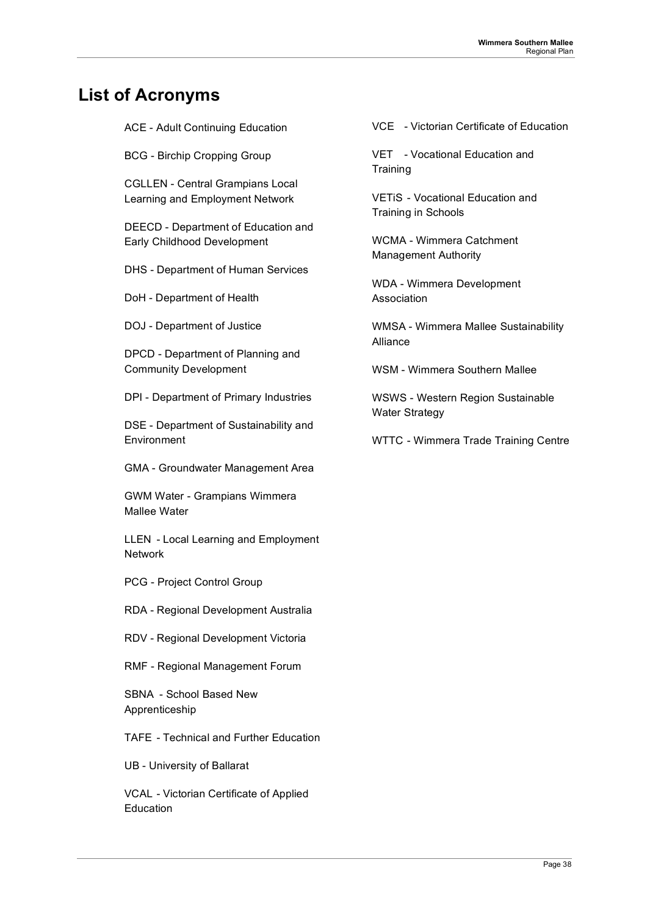# List of Acronyms

ACE - Adult Continuing Education

BCG - Birchip Cropping Group

CGLLEN - Central Grampians Local Learning and Employment Network

DEECD - Department of Education and Early Childhood Development

DHS - Department of Human Services

DoH - Department of Health

DOJ - Department of Justice

DPCD - Department of Planning and Community Development

DPI - Department of Primary Industries

DSE - Department of Sustainability and Environment

GMA - Groundwater Management Area

GWM Water - Grampians Wimmera Mallee Water

LLEN - Local Learning and Employment Network

PCG - Project Control Group

RDA - Regional Development Australia

RDV - Regional Development Victoria

RMF - Regional Management Forum

SBNA - School Based New Apprenticeship

TAFE - Technical and Further Education

UB - University of Ballarat

VCAL - Victorian Certificate of Applied Education

VCE - Victorian Certificate of Education

VET - Vocational Education and Training

VETiS - Vocational Education and Training in Schools

WCMA - Wimmera Catchment Management Authority

WDA - Wimmera Development Association

WMSA - Wimmera Mallee Sustainability Alliance

WSM - Wimmera Southern Mallee

WSWS - Western Region Sustainable Water Strategy

WTTC - Wimmera Trade Training Centre